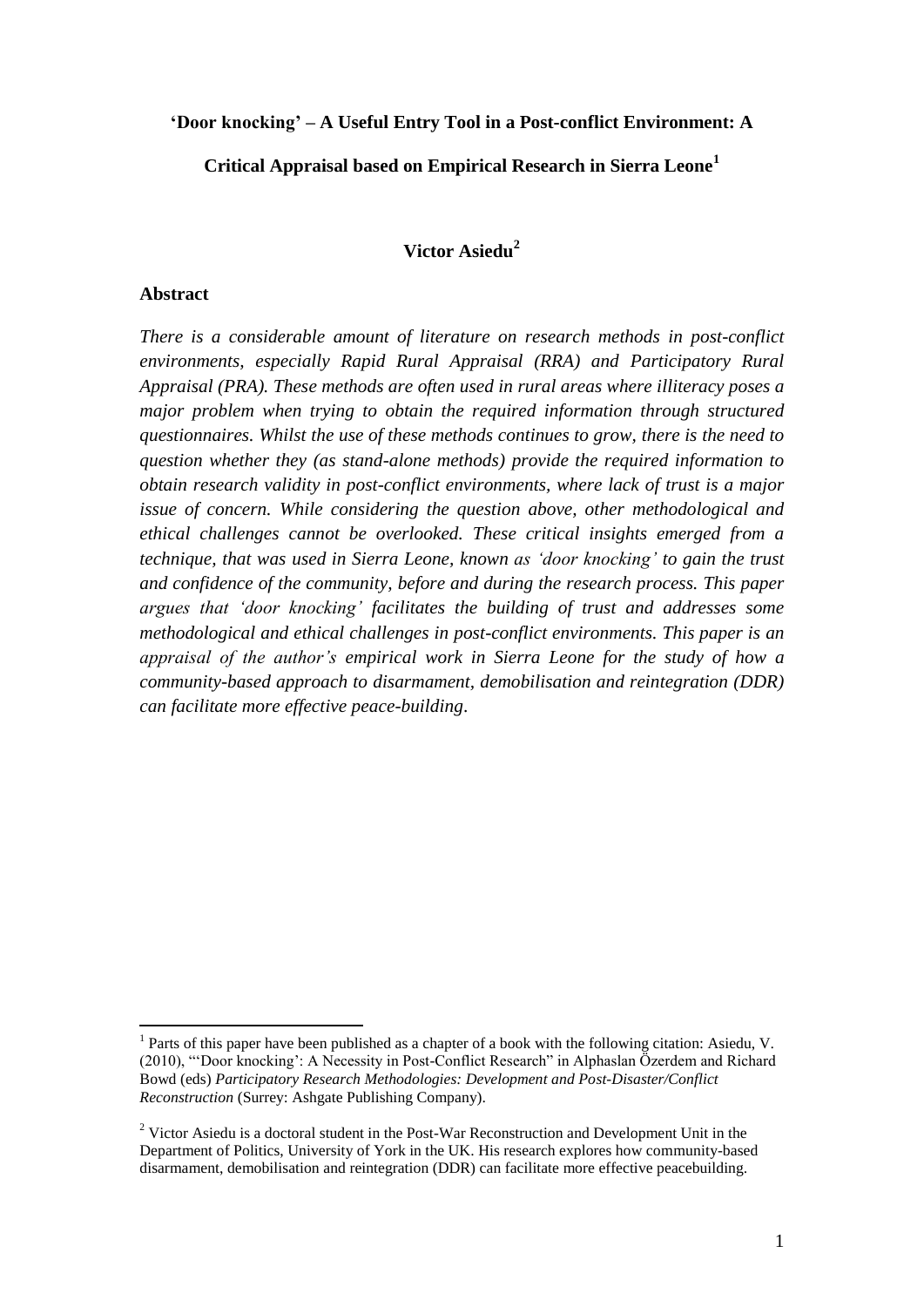# 'Door knocking' – A Useful Entry Tool in a Post-conflict Environment: A Critical Appraisal based on Empirical Research in Sierra Leone[1]

**Victor Asiedu[2]**

## Abstract

*There is a considerable amount of literature on research methods in post-conflict environments, especially Rapid Rural Appraisal (RRA) and Participatory Rural Appraisal (PRA). These methods are often used in rural areas where illiteracy poses a major problem when trying to obtain the required information through structured questionnaires. Whilst the use of these methods continues to grow, there is the need to question whether they (as stand-alone methods) provide the required information to obtain research validity in post-conflict environments, where lack of trust is a major issue of concern. While considering the question above, other methodological and ethical challenges cannot be overlooked. These critical insights emerged from a technique, that was used in Sierra Leone, known as 'door knocking' to gain the trust and confidence of the community, before and during the research process. This paper argues that 'door knocking' facilitates the building of trust and addresses some methodological and ethical challenges in post-conflict environments. This paper is an appraisal of the author's empirical work in Sierra Leone for the study of how a community-based approach to disarmament, demobilisation and reintegration (DDR) can facilitate more effective peace-building.*

---

[1] Parts of this paper have been published as a chapter of a book with the following citation: Asiedu, V. (2010), "'Door knocking': A Necessity in Post-Conflict Research" in Alphaslan Özerdem and Richard Bowd (eds) *Participatory Research Methodologies: Development and Post-Disaster/Conflict Reconstruction* (Surrey: Ashgate Publishing Company).

[2] Victor Asiedu is a doctoral student in the Post-War Reconstruction and Development Unit in the Department of Politics, University of York in the UK. His research explores how community-based disarmament, demobilisation and reintegration (DDR) can facilitate more effective peacebuilding.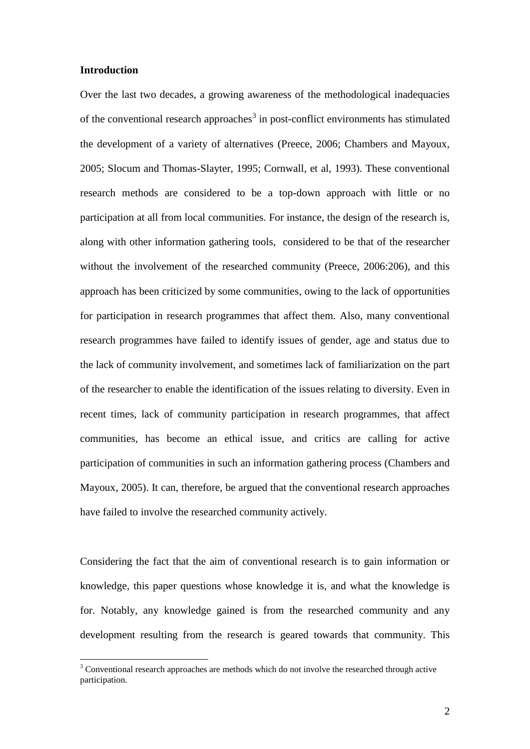**Introduction**

Over the last two decades, a growing awareness of the methodological inadequacies of the conventional research approaches[3] in post-conflict environments has stimulated the development of a variety of alternatives (Preece, 2006; Chambers and Mayoux, 2005; Slocum and Thomas-Slayter, 1995; Cornwall, et al, 1993). These conventional research methods are considered to be a top-down approach with little or no participation at all from local communities. For instance, the design of the research is, along with other information gathering tools, considered to be that of the researcher without the involvement of the researched community (Preece, 2006:206), and this approach has been criticized by some communities, owing to the lack of opportunities for participation in research programmes that affect them. Also, many conventional research programmes have failed to identify issues of gender, age and status due to the lack of community involvement, and sometimes lack of familiarization on the part of the researcher to enable the identification of the issues relating to diversity. Even in recent times, lack of community participation in research programmes, that affect communities, has become an ethical issue, and critics are calling for active participation of communities in such an information gathering process (Chambers and Mayoux, 2005). It can, therefore, be argued that the conventional research approaches have failed to involve the researched community actively.

Considering the fact that the aim of conventional research is to gain information or knowledge, this paper questions whose knowledge it is, and what the knowledge is for. Notably, any knowledge gained is from the researched community and any development resulting from the research is geared towards that community. This

[3] Conventional research approaches are methods which do not involve the researched through active participation.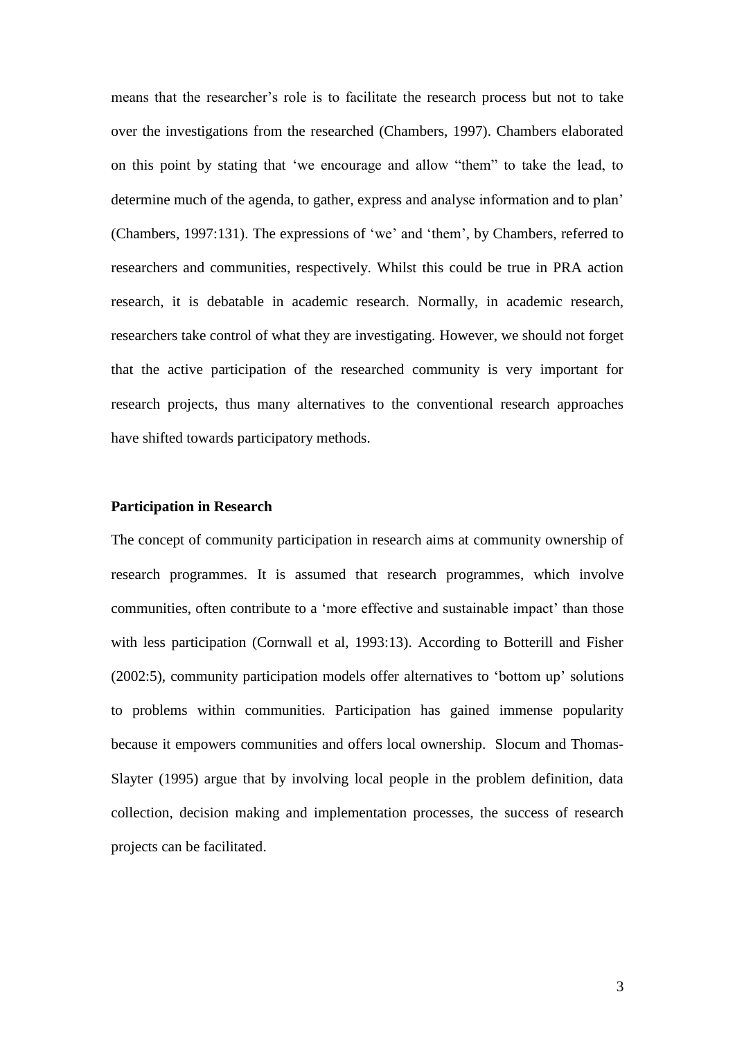means that the researcher's role is to facilitate the research process but not to take over the investigations from the researched (Chambers, 1997). Chambers elaborated on this point by stating that 'we encourage and allow "them" to take the lead, to determine much of the agenda, to gather, express and analyse information and to plan' (Chambers, 1997:131). The expressions of 'we' and 'them', by Chambers, referred to researchers and communities, respectively. Whilst this could be true in PRA action research, it is debatable in academic research. Normally, in academic research, researchers take control of what they are investigating. However, we should not forget that the active participation of the researched community is very important for research projects, thus many alternatives to the conventional research approaches have shifted towards participatory methods.

**Participation in Research**

The concept of community participation in research aims at community ownership of research programmes. It is assumed that research programmes, which involve communities, often contribute to a 'more effective and sustainable impact' than those with less participation (Cornwall et al, 1993:13). According to Botterill and Fisher (2002:5), community participation models offer alternatives to 'bottom up' solutions to problems within communities. Participation has gained immense popularity because it empowers communities and offers local ownership. Slocum and Thomas-Slayter (1995) argue that by involving local people in the problem definition, data collection, decision making and implementation processes, the success of research projects can be facilitated.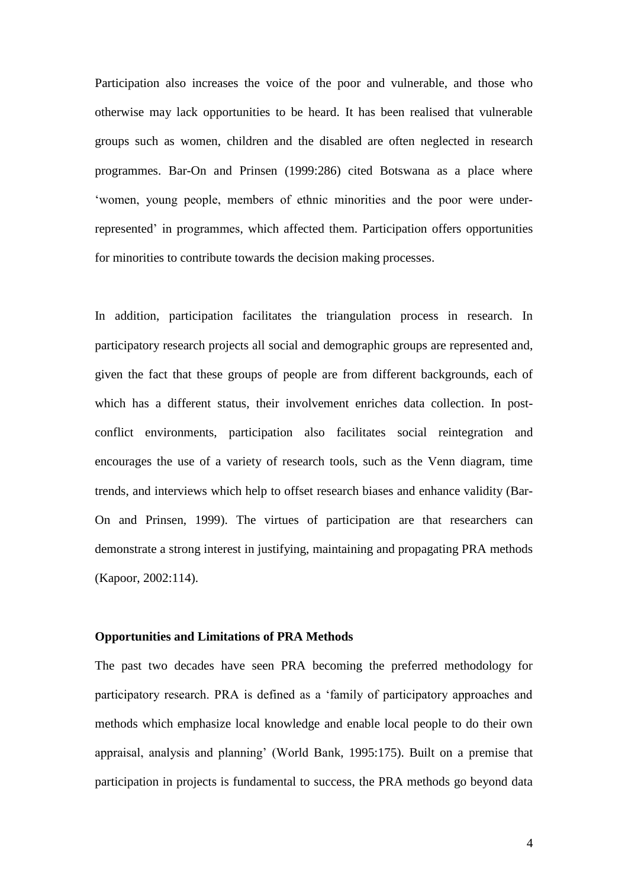Participation also increases the voice of the poor and vulnerable, and those who otherwise may lack opportunities to be heard. It has been realised that vulnerable groups such as women, children and the disabled are often neglected in research programmes. Bar-On and Prinsen (1999:286) cited Botswana as a place where 'women, young people, members of ethnic minorities and the poor were under-represented' in programmes, which affected them. Participation offers opportunities for minorities to contribute towards the decision making processes.

In addition, participation facilitates the triangulation process in research. In participatory research projects all social and demographic groups are represented and, given the fact that these groups of people are from different backgrounds, each of which has a different status, their involvement enriches data collection. In post-conflict environments, participation also facilitates social reintegration and encourages the use of a variety of research tools, such as the Venn diagram, time trends, and interviews which help to offset research biases and enhance validity (Bar-On and Prinsen, 1999). The virtues of participation are that researchers can demonstrate a strong interest in justifying, maintaining and propagating PRA methods (Kapoor, 2002:114).

**Opportunities and Limitations of PRA Methods**

The past two decades have seen PRA becoming the preferred methodology for participatory research. PRA is defined as a 'family of participatory approaches and methods which emphasize local knowledge and enable local people to do their own appraisal, analysis and planning' (World Bank, 1995:175). Built on a premise that participation in projects is fundamental to success, the PRA methods go beyond data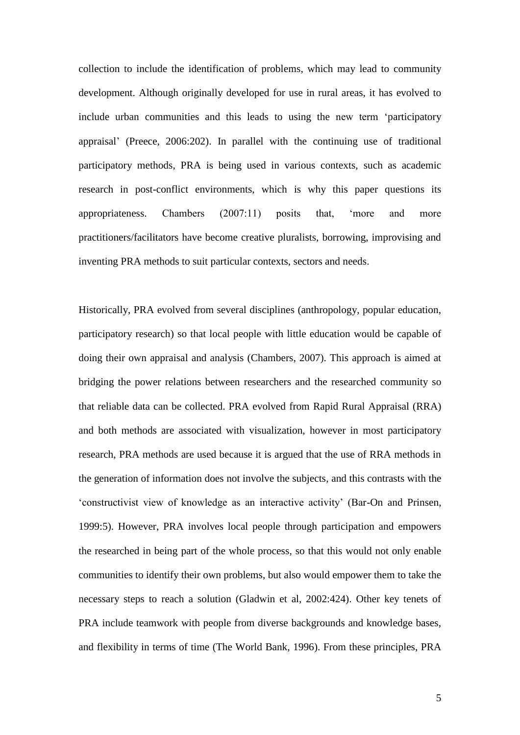collection to include the identification of problems, which may lead to community development. Although originally developed for use in rural areas, it has evolved to include urban communities and this leads to using the new term 'participatory appraisal' (Preece, 2006:202). In parallel with the continuing use of traditional participatory methods, PRA is being used in various contexts, such as academic research in post-conflict environments, which is why this paper questions its appropriateness. Chambers (2007:11) posits that, 'more and more practitioners/facilitators have become creative pluralists, borrowing, improvising and inventing PRA methods to suit particular contexts, sectors and needs.

Historically, PRA evolved from several disciplines (anthropology, popular education, participatory research) so that local people with little education would be capable of doing their own appraisal and analysis (Chambers, 2007). This approach is aimed at bridging the power relations between researchers and the researched community so that reliable data can be collected. PRA evolved from Rapid Rural Appraisal (RRA) and both methods are associated with visualization, however in most participatory research, PRA methods are used because it is argued that the use of RRA methods in the generation of information does not involve the subjects, and this contrasts with the 'constructivist view of knowledge as an interactive activity' (Bar-On and Prinsen, 1999:5). However, PRA involves local people through participation and empowers the researched in being part of the whole process, so that this would not only enable communities to identify their own problems, but also would empower them to take the necessary steps to reach a solution (Gladwin et al, 2002:424). Other key tenets of PRA include teamwork with people from diverse backgrounds and knowledge bases, and flexibility in terms of time (The World Bank, 1996). From these principles, PRA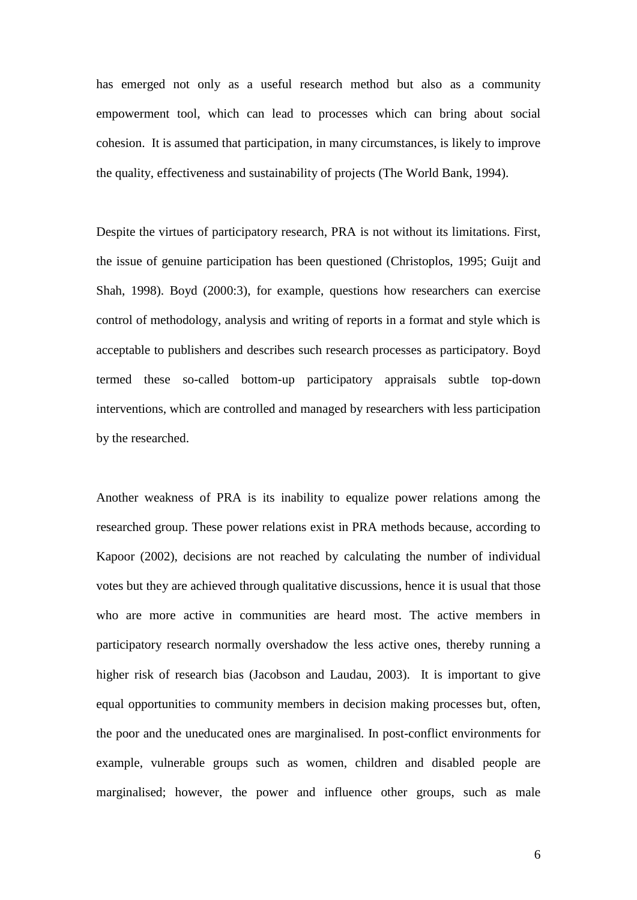has emerged not only as a useful research method but also as a community empowerment tool, which can lead to processes which can bring about social cohesion. It is assumed that participation, in many circumstances, is likely to improve the quality, effectiveness and sustainability of projects (The World Bank, 1994).

Despite the virtues of participatory research, PRA is not without its limitations. First, the issue of genuine participation has been questioned (Christoplos, 1995; Guijt and Shah, 1998). Boyd (2000:3), for example, questions how researchers can exercise control of methodology, analysis and writing of reports in a format and style which is acceptable to publishers and describes such research processes as participatory. Boyd termed these so-called bottom-up participatory appraisals subtle top-down interventions, which are controlled and managed by researchers with less participation by the researched.

Another weakness of PRA is its inability to equalize power relations among the researched group. These power relations exist in PRA methods because, according to Kapoor (2002), decisions are not reached by calculating the number of individual votes but they are achieved through qualitative discussions, hence it is usual that those who are more active in communities are heard most. The active members in participatory research normally overshadow the less active ones, thereby running a higher risk of research bias (Jacobson and Laudau, 2003). It is important to give equal opportunities to community members in decision making processes but, often, the poor and the uneducated ones are marginalised. In post-conflict environments for example, vulnerable groups such as women, children and disabled people are marginalised; however, the power and influence other groups, such as male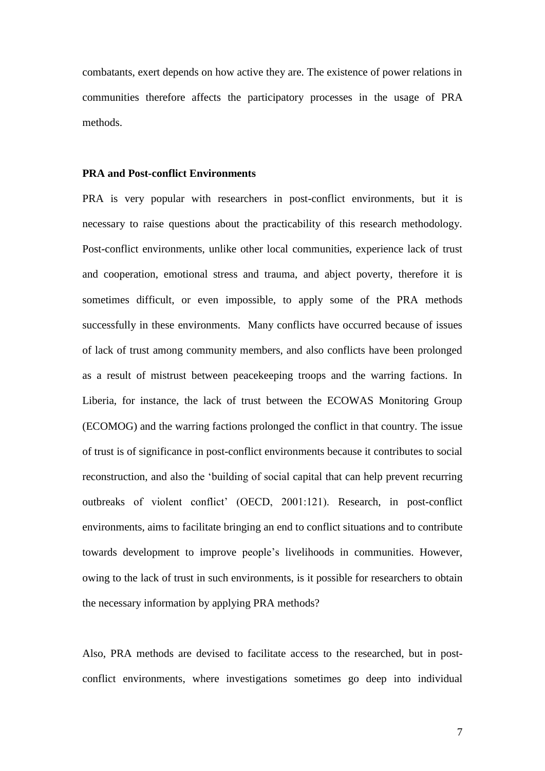combatants, exert depends on how active they are. The existence of power relations in communities therefore affects the participatory processes in the usage of PRA methods.

**PRA and Post-conflict Environments**

PRA is very popular with researchers in post-conflict environments, but it is necessary to raise questions about the practicability of this research methodology. Post-conflict environments, unlike other local communities, experience lack of trust and cooperation, emotional stress and trauma, and abject poverty, therefore it is sometimes difficult, or even impossible, to apply some of the PRA methods successfully in these environments. Many conflicts have occurred because of issues of lack of trust among community members, and also conflicts have been prolonged as a result of mistrust between peacekeeping troops and the warring factions. In Liberia, for instance, the lack of trust between the ECOWAS Monitoring Group (ECOMOG) and the warring factions prolonged the conflict in that country. The issue of trust is of significance in post-conflict environments because it contributes to social reconstruction, and also the 'building of social capital that can help prevent recurring outbreaks of violent conflict' (OECD, 2001:121). Research, in post-conflict environments, aims to facilitate bringing an end to conflict situations and to contribute towards development to improve people's livelihoods in communities. However, owing to the lack of trust in such environments, is it possible for researchers to obtain the necessary information by applying PRA methods?

Also, PRA methods are devised to facilitate access to the researched, but in post-conflict environments, where investigations sometimes go deep into individual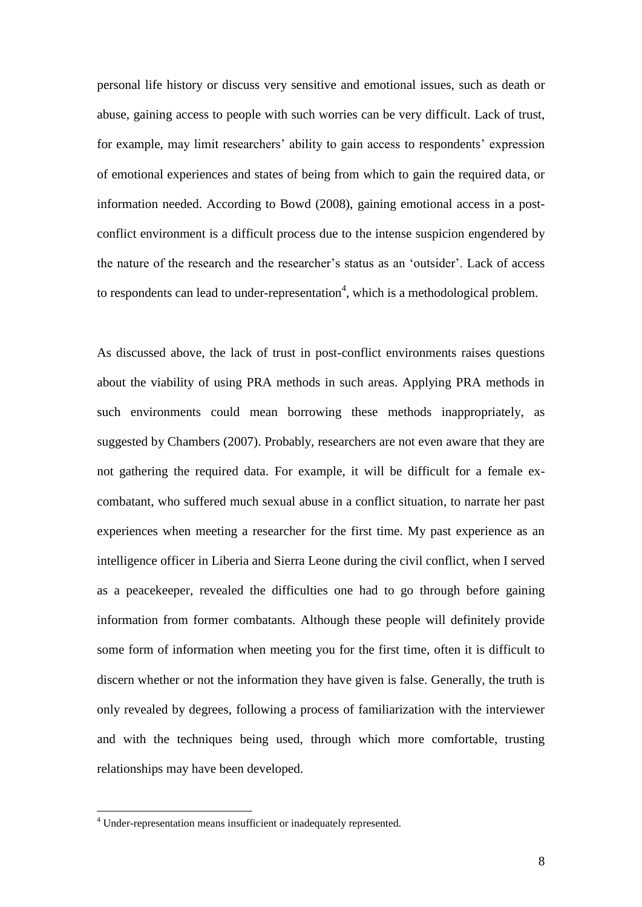personal life history or discuss very sensitive and emotional issues, such as death or abuse, gaining access to people with such worries can be very difficult. Lack of trust, for example, may limit researchers' ability to gain access to respondents' expression of emotional experiences and states of being from which to gain the required data, or information needed. According to Bowd (2008), gaining emotional access in a post-conflict environment is a difficult process due to the intense suspicion engendered by the nature of the research and the researcher's status as an 'outsider'. Lack of access to respondents can lead to under-representation[4], which is a methodological problem.

As discussed above, the lack of trust in post-conflict environments raises questions about the viability of using PRA methods in such areas. Applying PRA methods in such environments could mean borrowing these methods inappropriately, as suggested by Chambers (2007). Probably, researchers are not even aware that they are not gathering the required data. For example, it will be difficult for a female ex-combatant, who suffered much sexual abuse in a conflict situation, to narrate her past experiences when meeting a researcher for the first time. My past experience as an intelligence officer in Liberia and Sierra Leone during the civil conflict, when I served as a peacekeeper, revealed the difficulties one had to go through before gaining information from former combatants. Although these people will definitely provide some form of information when meeting you for the first time, often it is difficult to discern whether or not the information they have given is false. Generally, the truth is only revealed by degrees, following a process of familiarization with the interviewer and with the techniques being used, through which more comfortable, trusting relationships may have been developed.

[4] Under-representation means insufficient or inadequately represented.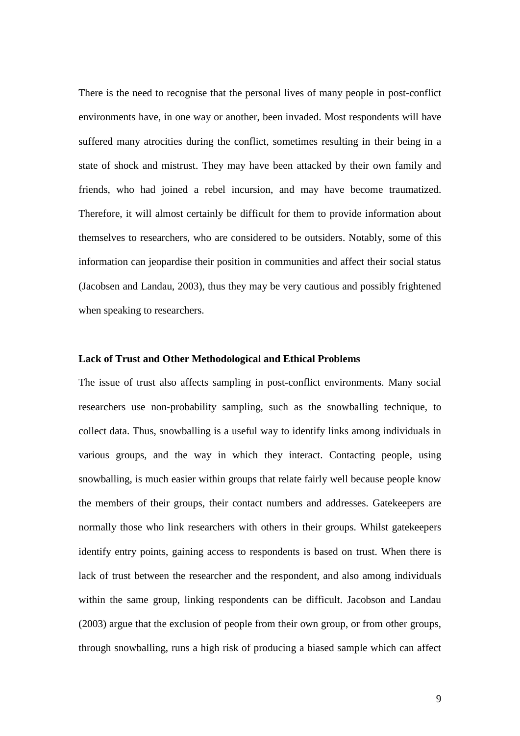There is the need to recognise that the personal lives of many people in post-conflict environments have, in one way or another, been invaded. Most respondents will have suffered many atrocities during the conflict, sometimes resulting in their being in a state of shock and mistrust. They may have been attacked by their own family and friends, who had joined a rebel incursion, and may have become traumatized. Therefore, it will almost certainly be difficult for them to provide information about themselves to researchers, who are considered to be outsiders. Notably, some of this information can jeopardise their position in communities and affect their social status (Jacobsen and Landau, 2003), thus they may be very cautious and possibly frightened when speaking to researchers.

## Lack of Trust and Other Methodological and Ethical Problems

The issue of trust also affects sampling in post-conflict environments. Many social researchers use non-probability sampling, such as the snowballing technique, to collect data. Thus, snowballing is a useful way to identify links among individuals in various groups, and the way in which they interact. Contacting people, using snowballing, is much easier within groups that relate fairly well because people know the members of their groups, their contact numbers and addresses. Gatekeepers are normally those who link researchers with others in their groups. Whilst gatekeepers identify entry points, gaining access to respondents is based on trust. When there is lack of trust between the researcher and the respondent, and also among individuals within the same group, linking respondents can be difficult. Jacobson and Landau (2003) argue that the exclusion of people from their own group, or from other groups, through snowballing, runs a high risk of producing a biased sample which can affect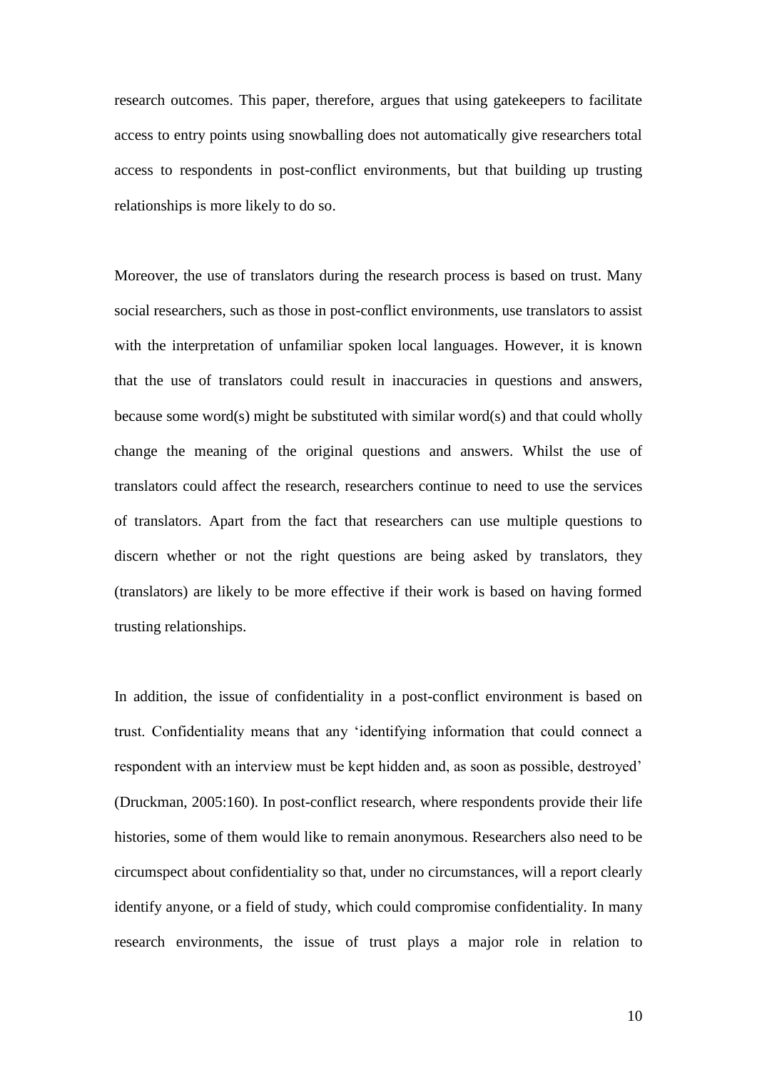research outcomes. This paper, therefore, argues that using gatekeepers to facilitate access to entry points using snowballing does not automatically give researchers total access to respondents in post-conflict environments, but that building up trusting relationships is more likely to do so.

Moreover, the use of translators during the research process is based on trust. Many social researchers, such as those in post-conflict environments, use translators to assist with the interpretation of unfamiliar spoken local languages. However, it is known that the use of translators could result in inaccuracies in questions and answers, because some word(s) might be substituted with similar word(s) and that could wholly change the meaning of the original questions and answers. Whilst the use of translators could affect the research, researchers continue to need to use the services of translators. Apart from the fact that researchers can use multiple questions to discern whether or not the right questions are being asked by translators, they (translators) are likely to be more effective if their work is based on having formed trusting relationships.

In addition, the issue of confidentiality in a post-conflict environment is based on trust. Confidentiality means that any 'identifying information that could connect a respondent with an interview must be kept hidden and, as soon as possible, destroyed' (Druckman, 2005:160). In post-conflict research, where respondents provide their life histories, some of them would like to remain anonymous. Researchers also need to be circumspect about confidentiality so that, under no circumstances, will a report clearly identify anyone, or a field of study, which could compromise confidentiality. In many research environments, the issue of trust plays a major role in relation to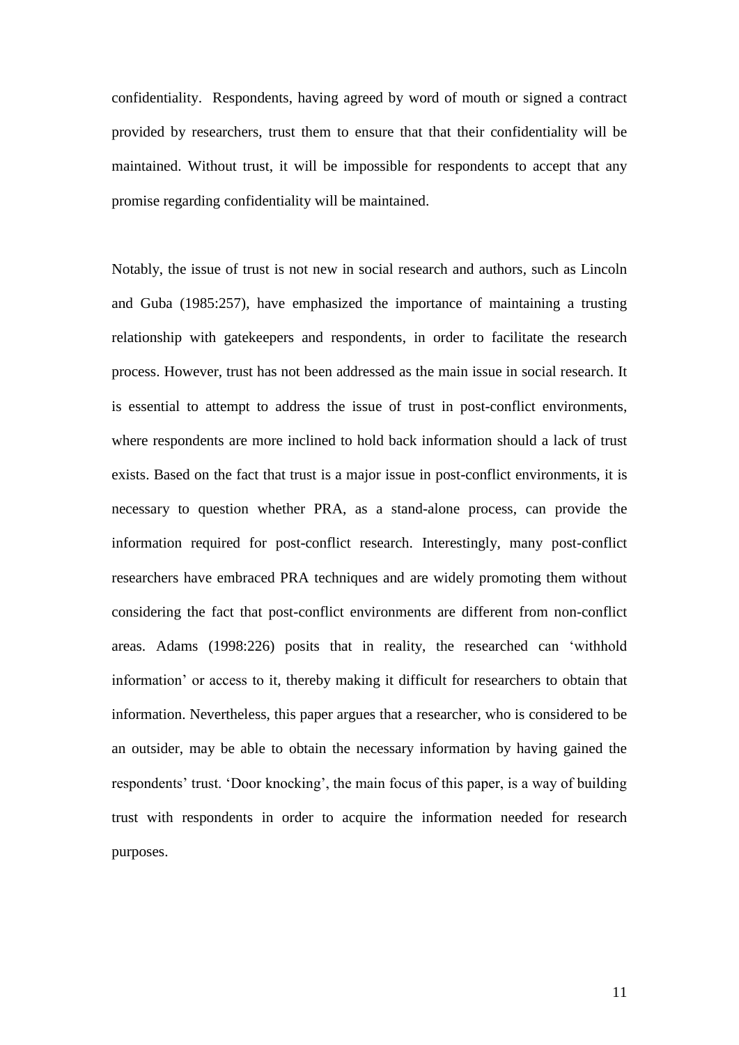confidentiality. Respondents, having agreed by word of mouth or signed a contract provided by researchers, trust them to ensure that that their confidentiality will be maintained. Without trust, it will be impossible for respondents to accept that any promise regarding confidentiality will be maintained.

Notably, the issue of trust is not new in social research and authors, such as Lincoln and Guba (1985:257), have emphasized the importance of maintaining a trusting relationship with gatekeepers and respondents, in order to facilitate the research process. However, trust has not been addressed as the main issue in social research. It is essential to attempt to address the issue of trust in post-conflict environments, where respondents are more inclined to hold back information should a lack of trust exists. Based on the fact that trust is a major issue in post-conflict environments, it is necessary to question whether PRA, as a stand-alone process, can provide the information required for post-conflict research. Interestingly, many post-conflict researchers have embraced PRA techniques and are widely promoting them without considering the fact that post-conflict environments are different from non-conflict areas. Adams (1998:226) posits that in reality, the researched can 'withhold information' or access to it, thereby making it difficult for researchers to obtain that information. Nevertheless, this paper argues that a researcher, who is considered to be an outsider, may be able to obtain the necessary information by having gained the respondents' trust. 'Door knocking', the main focus of this paper, is a way of building trust with respondents in order to acquire the information needed for research purposes.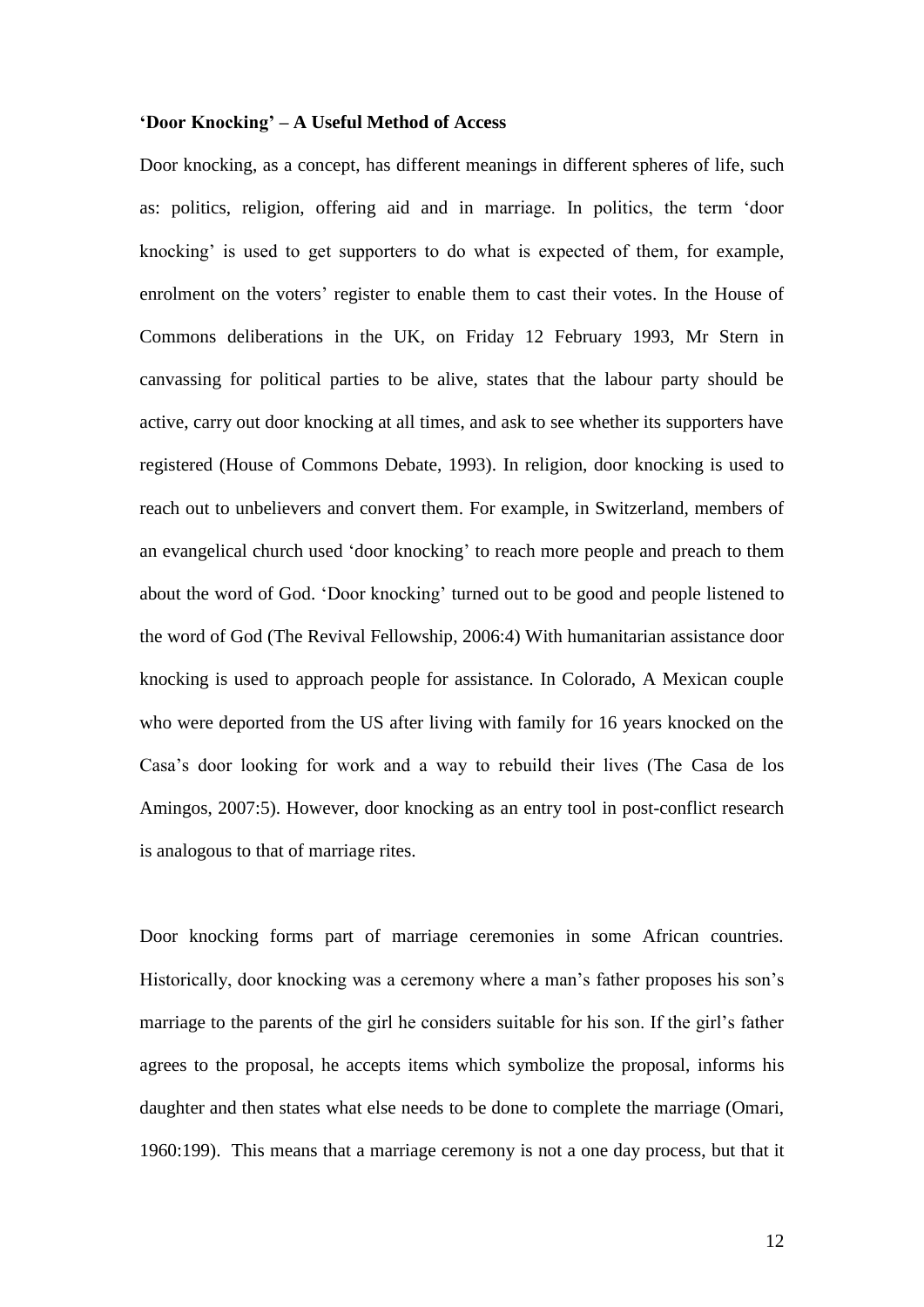**'Door Knocking' – A Useful Method of Access**

Door knocking, as a concept, has different meanings in different spheres of life, such as: politics, religion, offering aid and in marriage. In politics, the term 'door knocking' is used to get supporters to do what is expected of them, for example, enrolment on the voters' register to enable them to cast their votes. In the House of Commons deliberations in the UK, on Friday 12 February 1993, Mr Stern in canvassing for political parties to be alive, states that the labour party should be active, carry out door knocking at all times, and ask to see whether its supporters have registered (House of Commons Debate, 1993). In religion, door knocking is used to reach out to unbelievers and convert them. For example, in Switzerland, members of an evangelical church used 'door knocking' to reach more people and preach to them about the word of God. 'Door knocking' turned out to be good and people listened to the word of God (The Revival Fellowship, 2006:4) With humanitarian assistance door knocking is used to approach people for assistance. In Colorado, A Mexican couple who were deported from the US after living with family for 16 years knocked on the Casa's door looking for work and a way to rebuild their lives (The Casa de los Amingos, 2007:5). However, door knocking as an entry tool in post-conflict research is analogous to that of marriage rites.

Door knocking forms part of marriage ceremonies in some African countries. Historically, door knocking was a ceremony where a man's father proposes his son's marriage to the parents of the girl he considers suitable for his son. If the girl's father agrees to the proposal, he accepts items which symbolize the proposal, informs his daughter and then states what else needs to be done to complete the marriage (Omari, 1960:199). This means that a marriage ceremony is not a one day process, but that it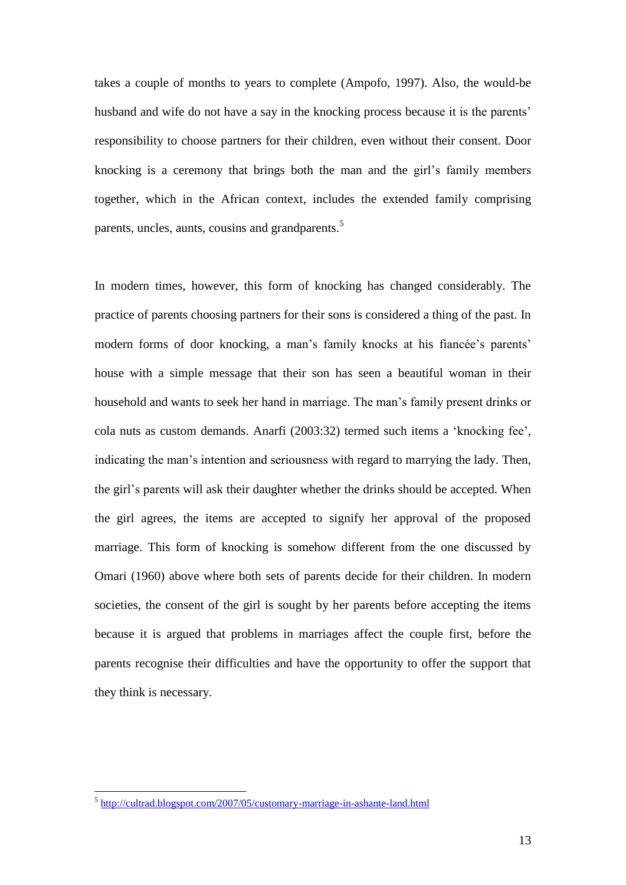takes a couple of months to years to complete (Ampofo, 1997). Also, the would-be husband and wife do not have a say in the knocking process because it is the parents' responsibility to choose partners for their children, even without their consent. Door knocking is a ceremony that brings both the man and the girl's family members together, which in the African context, includes the extended family comprising parents, uncles, aunts, cousins and grandparents.[5]

In modern times, however, this form of knocking has changed considerably. The practice of parents choosing partners for their sons is considered a thing of the past. In modern forms of door knocking, a man's family knocks at his fiancée's parents' house with a simple message that their son has seen a beautiful woman in their household and wants to seek her hand in marriage. The man's family present drinks or cola nuts as custom demands. Anarfi (2003:32) termed such items a 'knocking fee', indicating the man's intention and seriousness with regard to marrying the lady. Then, the girl's parents will ask their daughter whether the drinks should be accepted. When the girl agrees, the items are accepted to signify her approval of the proposed marriage. This form of knocking is somehow different from the one discussed by Omari (1960) above where both sets of parents decide for their children. In modern societies, the consent of the girl is sought by her parents before accepting the items because it is argued that problems in marriages affect the couple first, before the parents recognise their difficulties and have the opportunity to offer the support that they think is necessary.

---

[5] http://cultrad.blogspot.com/2007/05/customary-marriage-in-ashante-land.html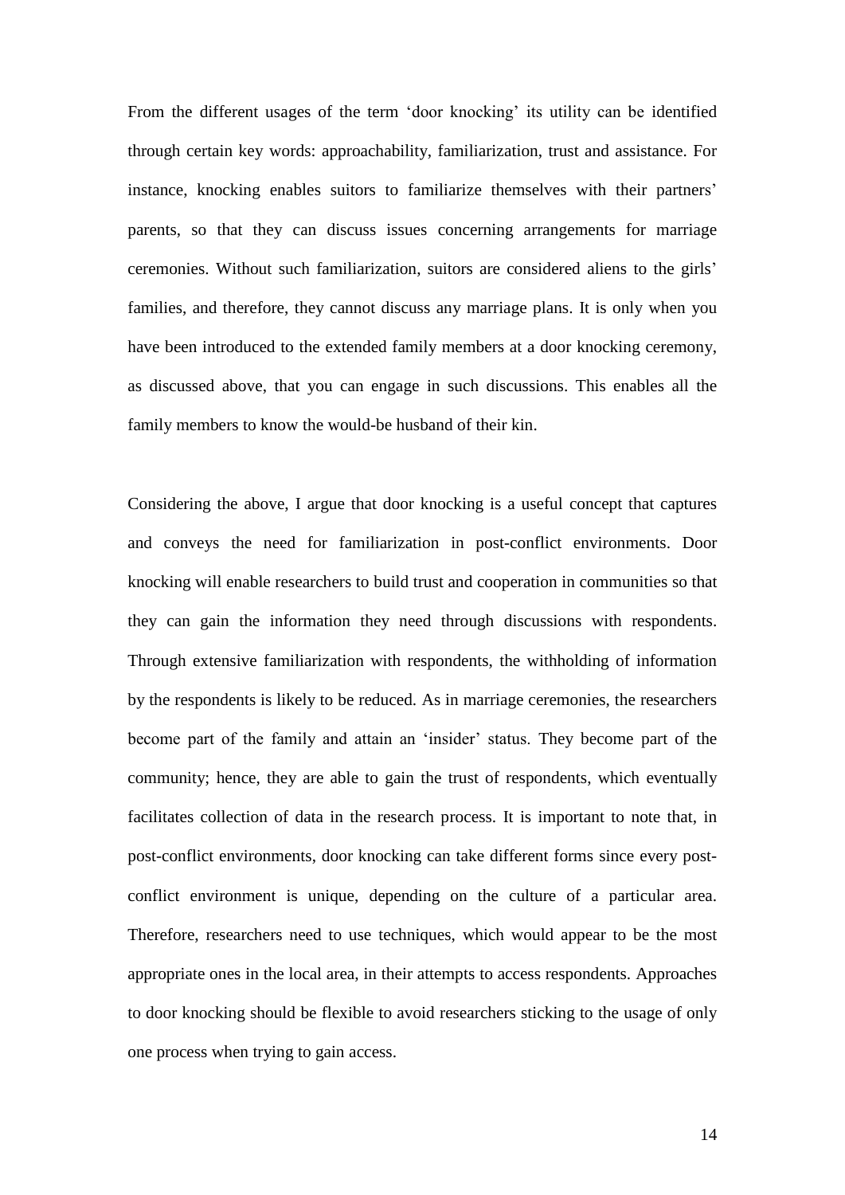From the different usages of the term ‘door knocking’ its utility can be identified through certain key words: approachability, familiarization, trust and assistance. For instance, knocking enables suitors to familiarize themselves with their partners’ parents, so that they can discuss issues concerning arrangements for marriage ceremonies. Without such familiarization, suitors are considered aliens to the girls’ families, and therefore, they cannot discuss any marriage plans. It is only when you have been introduced to the extended family members at a door knocking ceremony, as discussed above, that you can engage in such discussions. This enables all the family members to know the would-be husband of their kin.

Considering the above, I argue that door knocking is a useful concept that captures and conveys the need for familiarization in post-conflict environments. Door knocking will enable researchers to build trust and cooperation in communities so that they can gain the information they need through discussions with respondents. Through extensive familiarization with respondents, the withholding of information by the respondents is likely to be reduced. As in marriage ceremonies, the researchers become part of the family and attain an ‘insider’ status. They become part of the community; hence, they are able to gain the trust of respondents, which eventually facilitates collection of data in the research process. It is important to note that, in post-conflict environments, door knocking can take different forms since every post-conflict environment is unique, depending on the culture of a particular area. Therefore, researchers need to use techniques, which would appear to be the most appropriate ones in the local area, in their attempts to access respondents. Approaches to door knocking should be flexible to avoid researchers sticking to the usage of only one process when trying to gain access.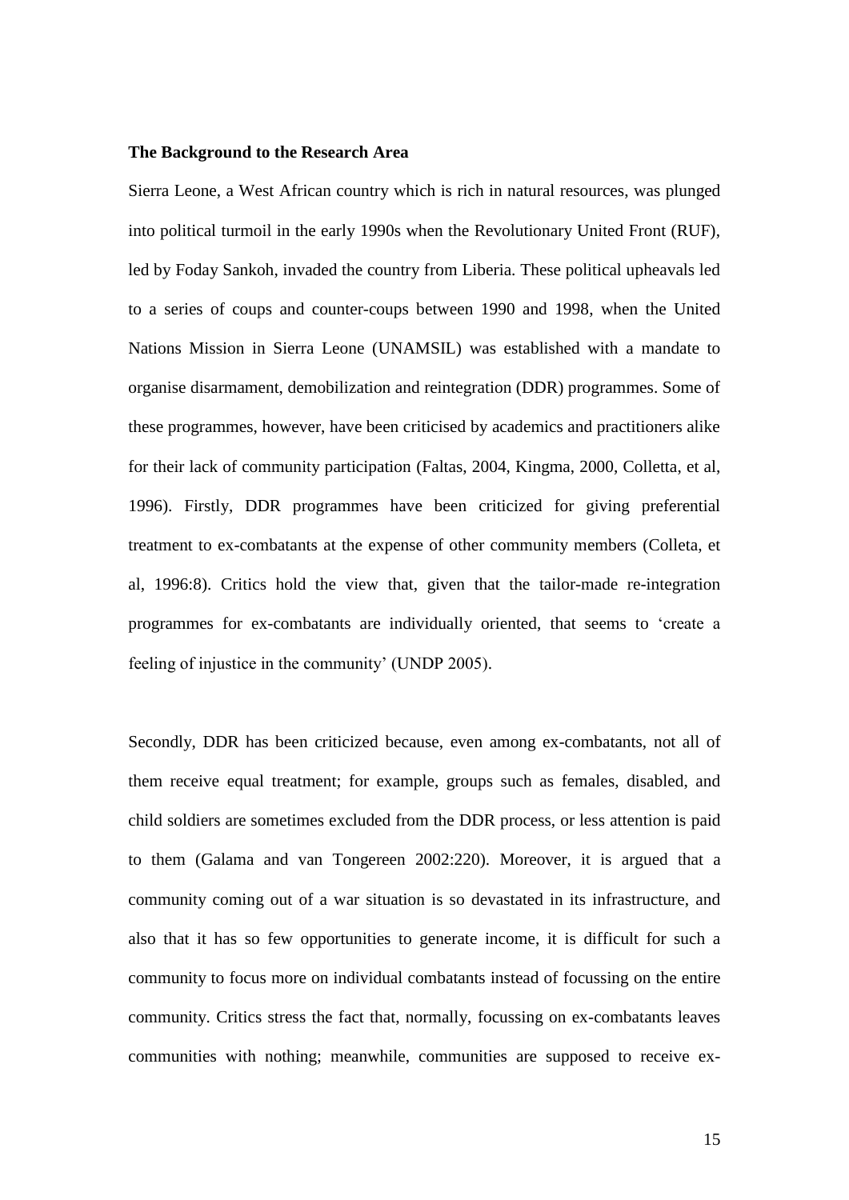**The Background to the Research Area**

Sierra Leone, a West African country which is rich in natural resources, was plunged into political turmoil in the early 1990s when the Revolutionary United Front (RUF), led by Foday Sankoh, invaded the country from Liberia. These political upheavals led to a series of coups and counter-coups between 1990 and 1998, when the United Nations Mission in Sierra Leone (UNAMSIL) was established with a mandate to organise disarmament, demobilization and reintegration (DDR) programmes. Some of these programmes, however, have been criticised by academics and practitioners alike for their lack of community participation (Faltas, 2004, Kingma, 2000, Colletta, et al, 1996). Firstly, DDR programmes have been criticized for giving preferential treatment to ex-combatants at the expense of other community members (Colleta, et al, 1996:8). Critics hold the view that, given that the tailor-made re-integration programmes for ex-combatants are individually oriented, that seems to 'create a feeling of injustice in the community' (UNDP 2005).

Secondly, DDR has been criticized because, even among ex-combatants, not all of them receive equal treatment; for example, groups such as females, disabled, and child soldiers are sometimes excluded from the DDR process, or less attention is paid to them (Galama and van Tongereen 2002:220). Moreover, it is argued that a community coming out of a war situation is so devastated in its infrastructure, and also that it has so few opportunities to generate income, it is difficult for such a community to focus more on individual combatants instead of focussing on the entire community. Critics stress the fact that, normally, focussing on ex-combatants leaves communities with nothing; meanwhile, communities are supposed to receive ex-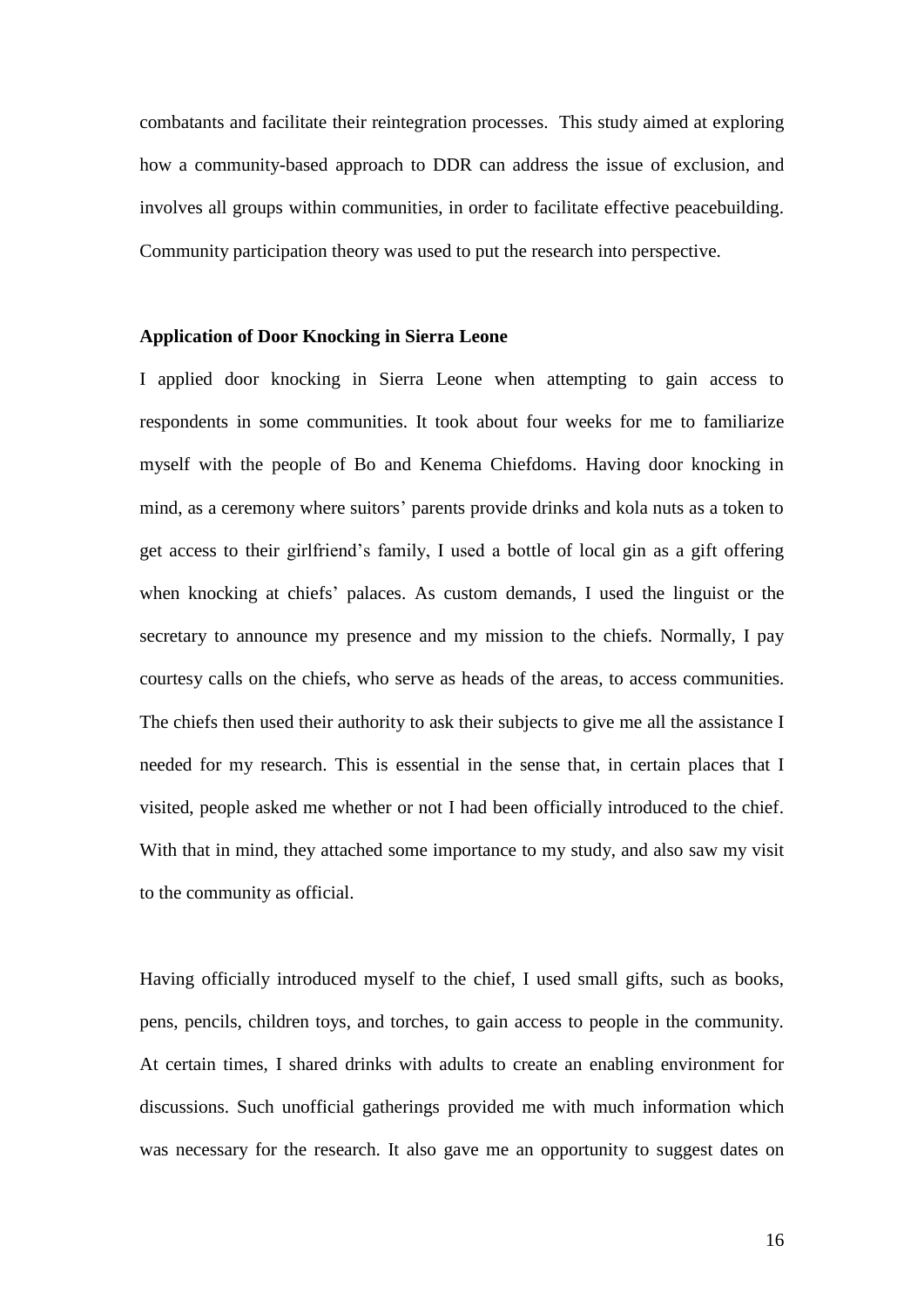combatants and facilitate their reintegration processes. This study aimed at exploring how a community-based approach to DDR can address the issue of exclusion, and involves all groups within communities, in order to facilitate effective peacebuilding. Community participation theory was used to put the research into perspective.

**Application of Door Knocking in Sierra Leone**

I applied door knocking in Sierra Leone when attempting to gain access to respondents in some communities. It took about four weeks for me to familiarize myself with the people of Bo and Kenema Chiefdoms. Having door knocking in mind, as a ceremony where suitors' parents provide drinks and kola nuts as a token to get access to their girlfriend's family, I used a bottle of local gin as a gift offering when knocking at chiefs' palaces. As custom demands, I used the linguist or the secretary to announce my presence and my mission to the chiefs. Normally, I pay courtesy calls on the chiefs, who serve as heads of the areas, to access communities. The chiefs then used their authority to ask their subjects to give me all the assistance I needed for my research. This is essential in the sense that, in certain places that I visited, people asked me whether or not I had been officially introduced to the chief. With that in mind, they attached some importance to my study, and also saw my visit to the community as official.

Having officially introduced myself to the chief, I used small gifts, such as books, pens, pencils, children toys, and torches, to gain access to people in the community. At certain times, I shared drinks with adults to create an enabling environment for discussions. Such unofficial gatherings provided me with much information which was necessary for the research. It also gave me an opportunity to suggest dates on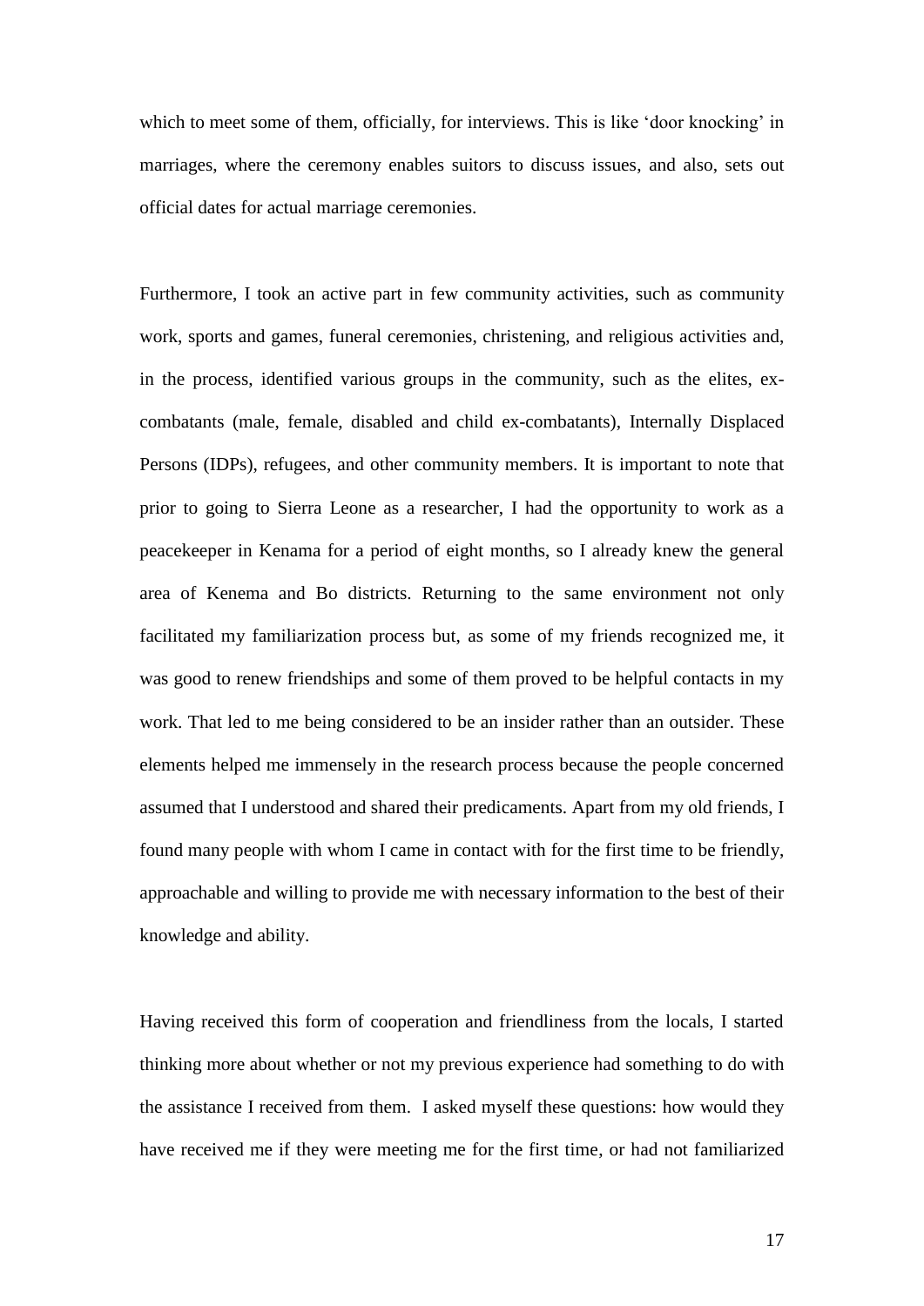which to meet some of them, officially, for interviews. This is like 'door knocking' in marriages, where the ceremony enables suitors to discuss issues, and also, sets out official dates for actual marriage ceremonies.

Furthermore, I took an active part in few community activities, such as community work, sports and games, funeral ceremonies, christening, and religious activities and, in the process, identified various groups in the community, such as the elites, ex-combatants (male, female, disabled and child ex-combatants), Internally Displaced Persons (IDPs), refugees, and other community members. It is important to note that prior to going to Sierra Leone as a researcher, I had the opportunity to work as a peacekeeper in Kenama for a period of eight months, so I already knew the general area of Kenema and Bo districts. Returning to the same environment not only facilitated my familiarization process but, as some of my friends recognized me, it was good to renew friendships and some of them proved to be helpful contacts in my work. That led to me being considered to be an insider rather than an outsider. These elements helped me immensely in the research process because the people concerned assumed that I understood and shared their predicaments. Apart from my old friends, I found many people with whom I came in contact with for the first time to be friendly, approachable and willing to provide me with necessary information to the best of their knowledge and ability.

Having received this form of cooperation and friendliness from the locals, I started thinking more about whether or not my previous experience had something to do with the assistance I received from them. I asked myself these questions: how would they have received me if they were meeting me for the first time, or had not familiarized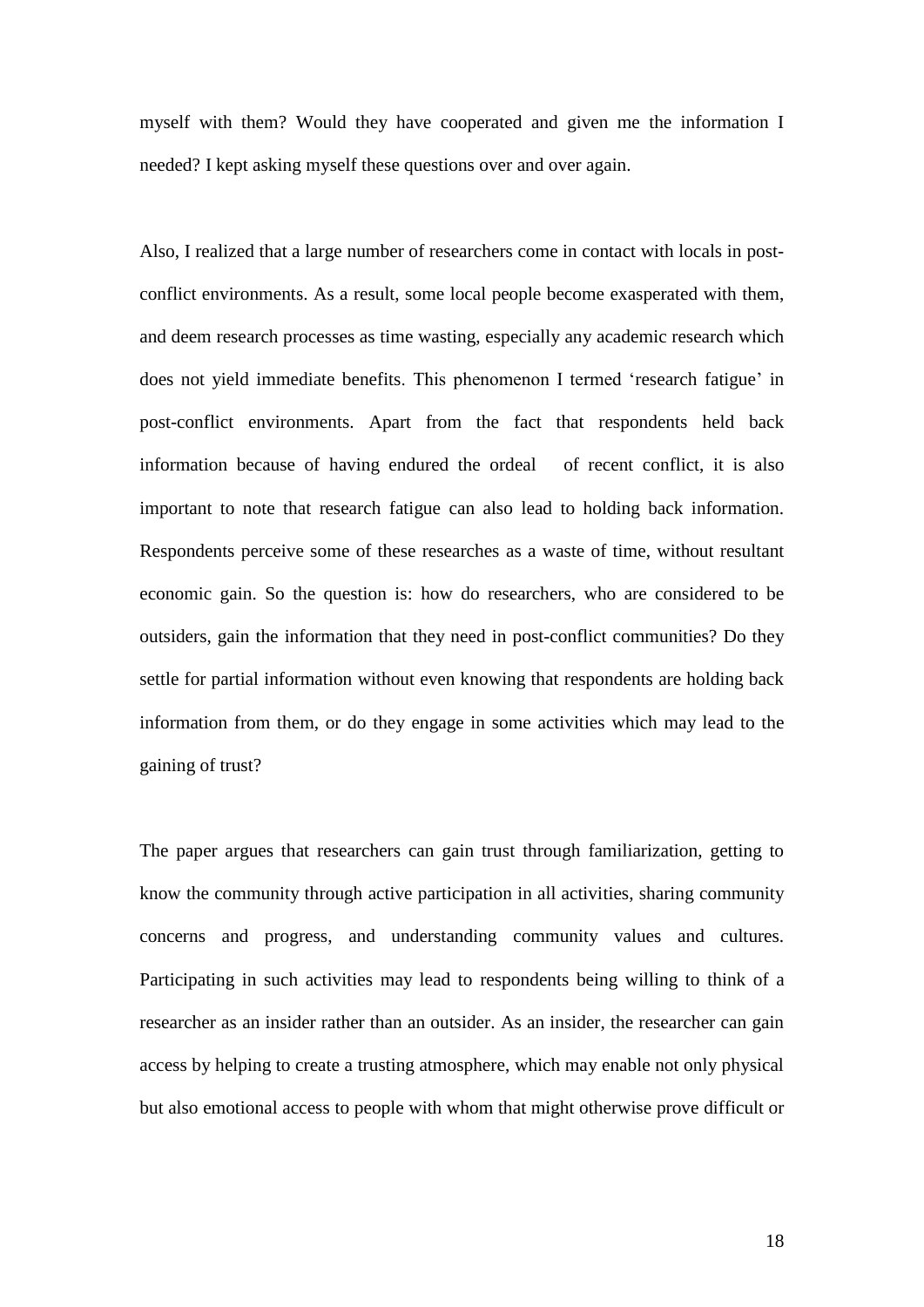myself with them? Would they have cooperated and given me the information I needed? I kept asking myself these questions over and over again.

Also, I realized that a large number of researchers come in contact with locals in post-conflict environments. As a result, some local people become exasperated with them, and deem research processes as time wasting, especially any academic research which does not yield immediate benefits. This phenomenon I termed 'research fatigue' in post-conflict environments. Apart from the fact that respondents held back information because of having endured the ordeal of recent conflict, it is also important to note that research fatigue can also lead to holding back information. Respondents perceive some of these researches as a waste of time, without resultant economic gain. So the question is: how do researchers, who are considered to be outsiders, gain the information that they need in post-conflict communities? Do they settle for partial information without even knowing that respondents are holding back information from them, or do they engage in some activities which may lead to the gaining of trust?

The paper argues that researchers can gain trust through familiarization, getting to know the community through active participation in all activities, sharing community concerns and progress, and understanding community values and cultures. Participating in such activities may lead to respondents being willing to think of a researcher as an insider rather than an outsider. As an insider, the researcher can gain access by helping to create a trusting atmosphere, which may enable not only physical but also emotional access to people with whom that might otherwise prove difficult or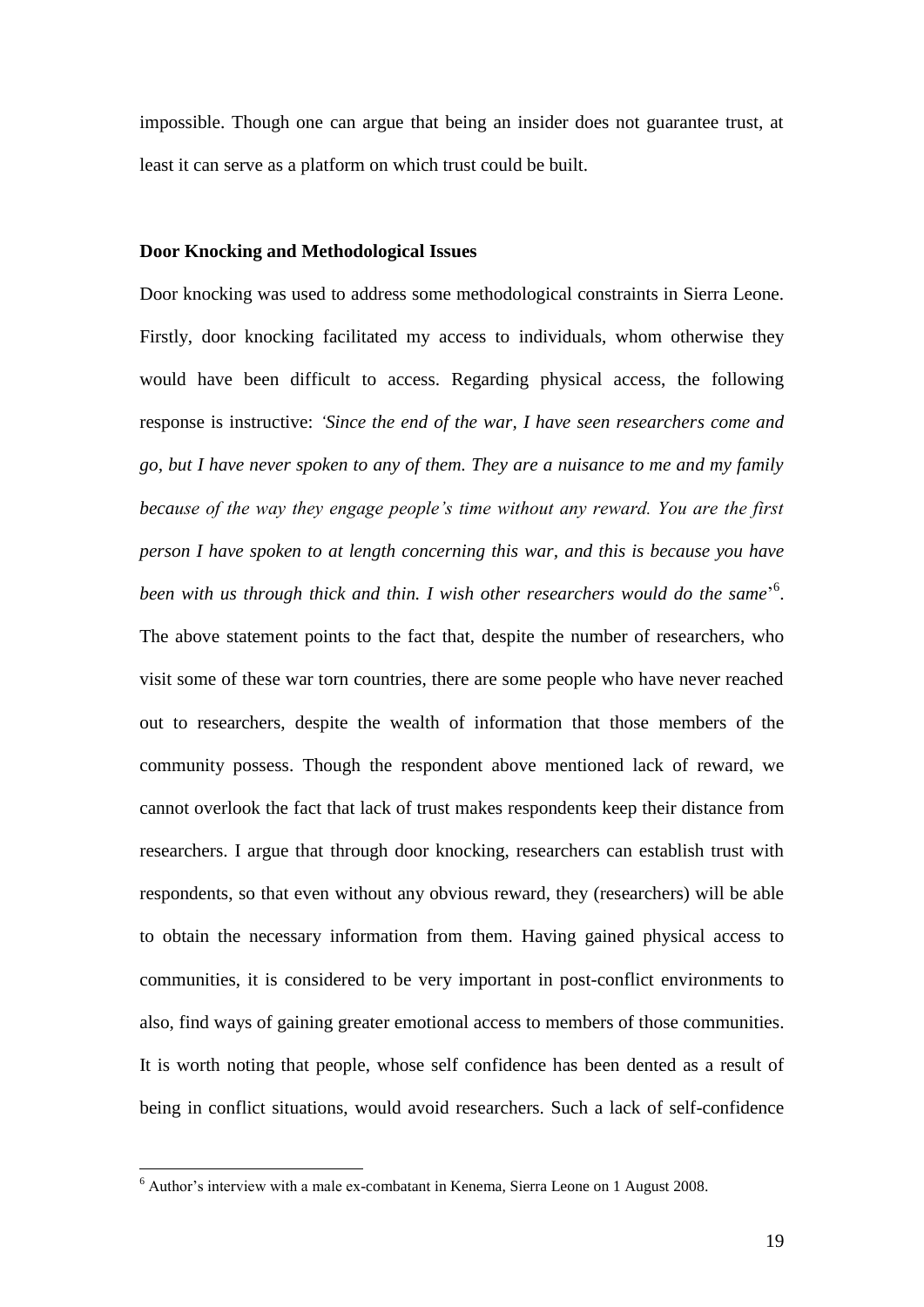impossible. Though one can argue that being an insider does not guarantee trust, at least it can serve as a platform on which trust could be built.

**Door Knocking and Methodological Issues**

Door knocking was used to address some methodological constraints in Sierra Leone. Firstly, door knocking facilitated my access to individuals, whom otherwise they would have been difficult to access. Regarding physical access, the following response is instructive: *'Since the end of the war, I have seen researchers come and go, but I have never spoken to any of them. They are a nuisance to me and my family because of the way they engage people's time without any reward. You are the first person I have spoken to at length concerning this war, and this is because you have been with us through thick and thin. I wish other researchers would do the same*'[6]. The above statement points to the fact that, despite the number of researchers, who visit some of these war torn countries, there are some people who have never reached out to researchers, despite the wealth of information that those members of the community possess. Though the respondent above mentioned lack of reward, we cannot overlook the fact that lack of trust makes respondents keep their distance from researchers. I argue that through door knocking, researchers can establish trust with respondents, so that even without any obvious reward, they (researchers) will be able to obtain the necessary information from them. Having gained physical access to communities, it is considered to be very important in post-conflict environments to also, find ways of gaining greater emotional access to members of those communities. It is worth noting that people, whose self confidence has been dented as a result of being in conflict situations, would avoid researchers. Such a lack of self-confidence

[6] Author's interview with a male ex-combatant in Kenema, Sierra Leone on 1 August 2008.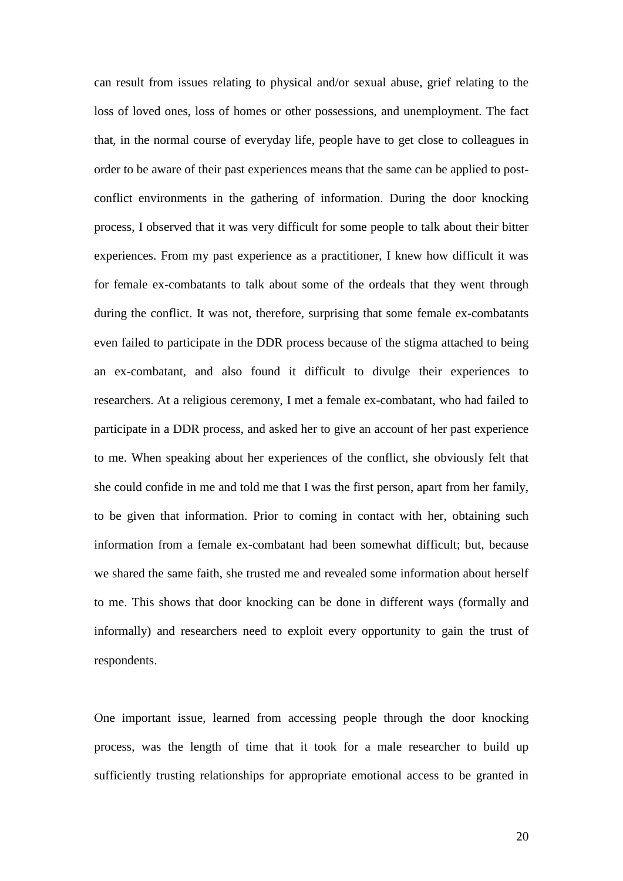can result from issues relating to physical and/or sexual abuse, grief relating to the loss of loved ones, loss of homes or other possessions, and unemployment. The fact that, in the normal course of everyday life, people have to get close to colleagues in order to be aware of their past experiences means that the same can be applied to post-conflict environments in the gathering of information. During the door knocking process, I observed that it was very difficult for some people to talk about their bitter experiences. From my past experience as a practitioner, I knew how difficult it was for female ex-combatants to talk about some of the ordeals that they went through during the conflict. It was not, therefore, surprising that some female ex-combatants even failed to participate in the DDR process because of the stigma attached to being an ex-combatant, and also found it difficult to divulge their experiences to researchers. At a religious ceremony, I met a female ex-combatant, who had failed to participate in a DDR process, and asked her to give an account of her past experience to me. When speaking about her experiences of the conflict, she obviously felt that she could confide in me and told me that I was the first person, apart from her family, to be given that information. Prior to coming in contact with her, obtaining such information from a female ex-combatant had been somewhat difficult; but, because we shared the same faith, she trusted me and revealed some information about herself to me. This shows that door knocking can be done in different ways (formally and informally) and researchers need to exploit every opportunity to gain the trust of respondents.

One important issue, learned from accessing people through the door knocking process, was the length of time that it took for a male researcher to build up sufficiently trusting relationships for appropriate emotional access to be granted in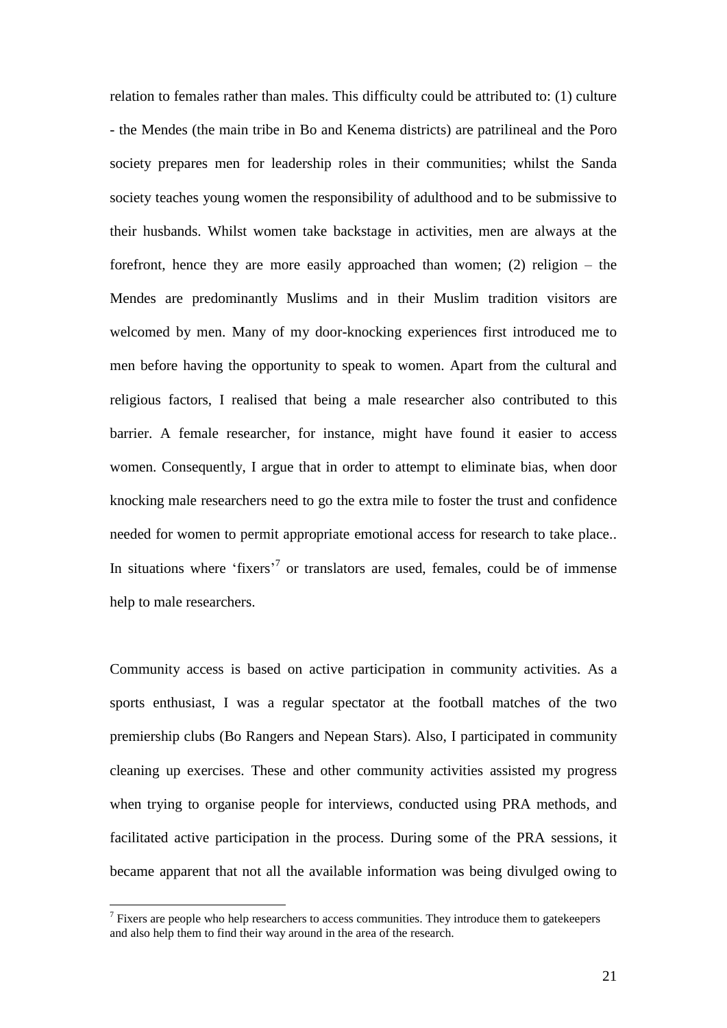relation to females rather than males. This difficulty could be attributed to: (1) culture - the Mendes (the main tribe in Bo and Kenema districts) are patrilineal and the Poro society prepares men for leadership roles in their communities; whilst the Sanda society teaches young women the responsibility of adulthood and to be submissive to their husbands. Whilst women take backstage in activities, men are always at the forefront, hence they are more easily approached than women; (2) religion – the Mendes are predominantly Muslims and in their Muslim tradition visitors are welcomed by men. Many of my door-knocking experiences first introduced me to men before having the opportunity to speak to women. Apart from the cultural and religious factors, I realised that being a male researcher also contributed to this barrier. A female researcher, for instance, might have found it easier to access women. Consequently, I argue that in order to attempt to eliminate bias, when door knocking male researchers need to go the extra mile to foster the trust and confidence needed for women to permit appropriate emotional access for research to take place.. In situations where 'fixers'[7] or translators are used, females, could be of immense help to male researchers.

Community access is based on active participation in community activities. As a sports enthusiast, I was a regular spectator at the football matches of the two premiership clubs (Bo Rangers and Nepean Stars). Also, I participated in community cleaning up exercises. These and other community activities assisted my progress when trying to organise people for interviews, conducted using PRA methods, and facilitated active participation in the process. During some of the PRA sessions, it became apparent that not all the available information was being divulged owing to

[7] Fixers are people who help researchers to access communities. They introduce them to gatekeepers and also help them to find their way around in the area of the research.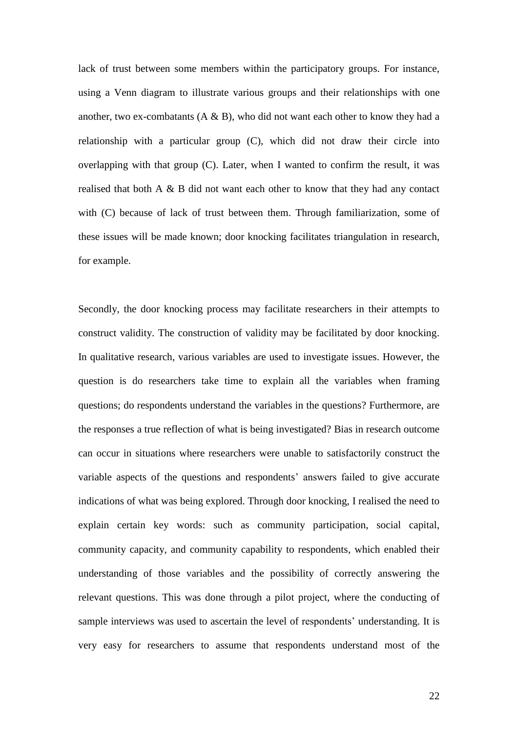lack of trust between some members within the participatory groups. For instance, using a Venn diagram to illustrate various groups and their relationships with one another, two ex-combatants (A & B), who did not want each other to know they had a relationship with a particular group (C), which did not draw their circle into overlapping with that group (C). Later, when I wanted to confirm the result, it was realised that both A & B did not want each other to know that they had any contact with (C) because of lack of trust between them. Through familiarization, some of these issues will be made known; door knocking facilitates triangulation in research, for example.

Secondly, the door knocking process may facilitate researchers in their attempts to construct validity. The construction of validity may be facilitated by door knocking. In qualitative research, various variables are used to investigate issues. However, the question is do researchers take time to explain all the variables when framing questions; do respondents understand the variables in the questions? Furthermore, are the responses a true reflection of what is being investigated? Bias in research outcome can occur in situations where researchers were unable to satisfactorily construct the variable aspects of the questions and respondents' answers failed to give accurate indications of what was being explored. Through door knocking, I realised the need to explain certain key words: such as community participation, social capital, community capacity, and community capability to respondents, which enabled their understanding of those variables and the possibility of correctly answering the relevant questions. This was done through a pilot project, where the conducting of sample interviews was used to ascertain the level of respondents' understanding. It is very easy for researchers to assume that respondents understand most of the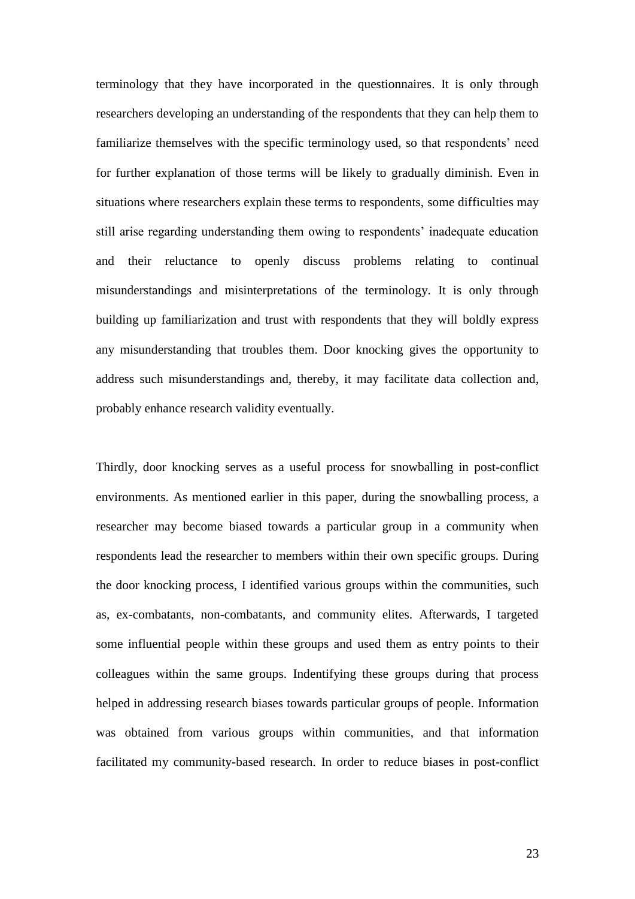terminology that they have incorporated in the questionnaires. It is only through researchers developing an understanding of the respondents that they can help them to familiarize themselves with the specific terminology used, so that respondents' need for further explanation of those terms will be likely to gradually diminish. Even in situations where researchers explain these terms to respondents, some difficulties may still arise regarding understanding them owing to respondents' inadequate education and their reluctance to openly discuss problems relating to continual misunderstandings and misinterpretations of the terminology. It is only through building up familiarization and trust with respondents that they will boldly express any misunderstanding that troubles them. Door knocking gives the opportunity to address such misunderstandings and, thereby, it may facilitate data collection and, probably enhance research validity eventually.

Thirdly, door knocking serves as a useful process for snowballing in post-conflict environments. As mentioned earlier in this paper, during the snowballing process, a researcher may become biased towards a particular group in a community when respondents lead the researcher to members within their own specific groups. During the door knocking process, I identified various groups within the communities, such as, ex-combatants, non-combatants, and community elites. Afterwards, I targeted some influential people within these groups and used them as entry points to their colleagues within the same groups. Indentifying these groups during that process helped in addressing research biases towards particular groups of people. Information was obtained from various groups within communities, and that information facilitated my community-based research. In order to reduce biases in post-conflict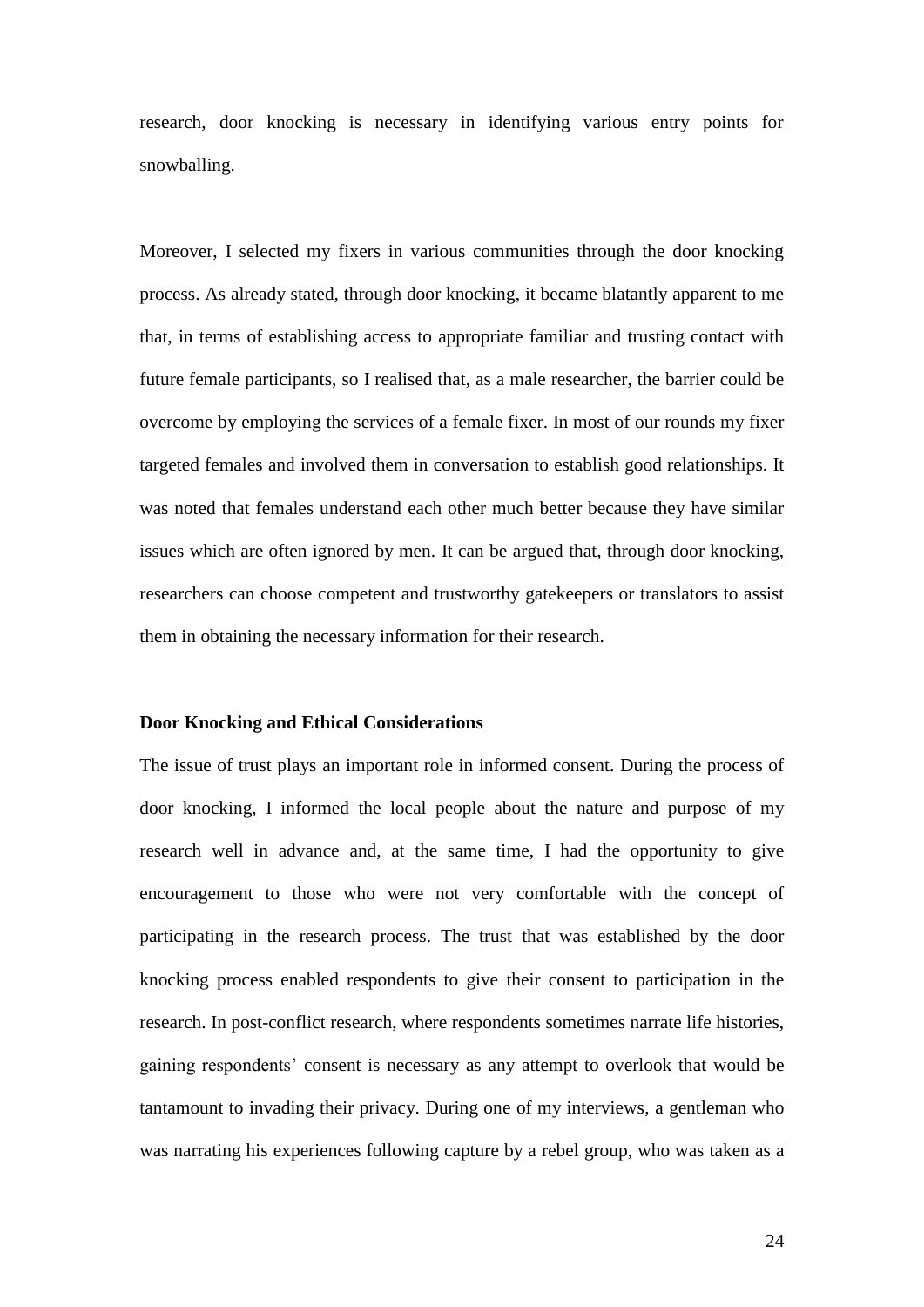research, door knocking is necessary in identifying various entry points for snowballing.

Moreover, I selected my fixers in various communities through the door knocking process. As already stated, through door knocking, it became blatantly apparent to me that, in terms of establishing access to appropriate familiar and trusting contact with future female participants, so I realised that, as a male researcher, the barrier could be overcome by employing the services of a female fixer. In most of our rounds my fixer targeted females and involved them in conversation to establish good relationships. It was noted that females understand each other much better because they have similar issues which are often ignored by men. It can be argued that, through door knocking, researchers can choose competent and trustworthy gatekeepers or translators to assist them in obtaining the necessary information for their research.

**Door Knocking and Ethical Considerations**

The issue of trust plays an important role in informed consent. During the process of door knocking, I informed the local people about the nature and purpose of my research well in advance and, at the same time, I had the opportunity to give encouragement to those who were not very comfortable with the concept of participating in the research process. The trust that was established by the door knocking process enabled respondents to give their consent to participation in the research. In post-conflict research, where respondents sometimes narrate life histories, gaining respondents' consent is necessary as any attempt to overlook that would be tantamount to invading their privacy. During one of my interviews, a gentleman who was narrating his experiences following capture by a rebel group, who was taken as a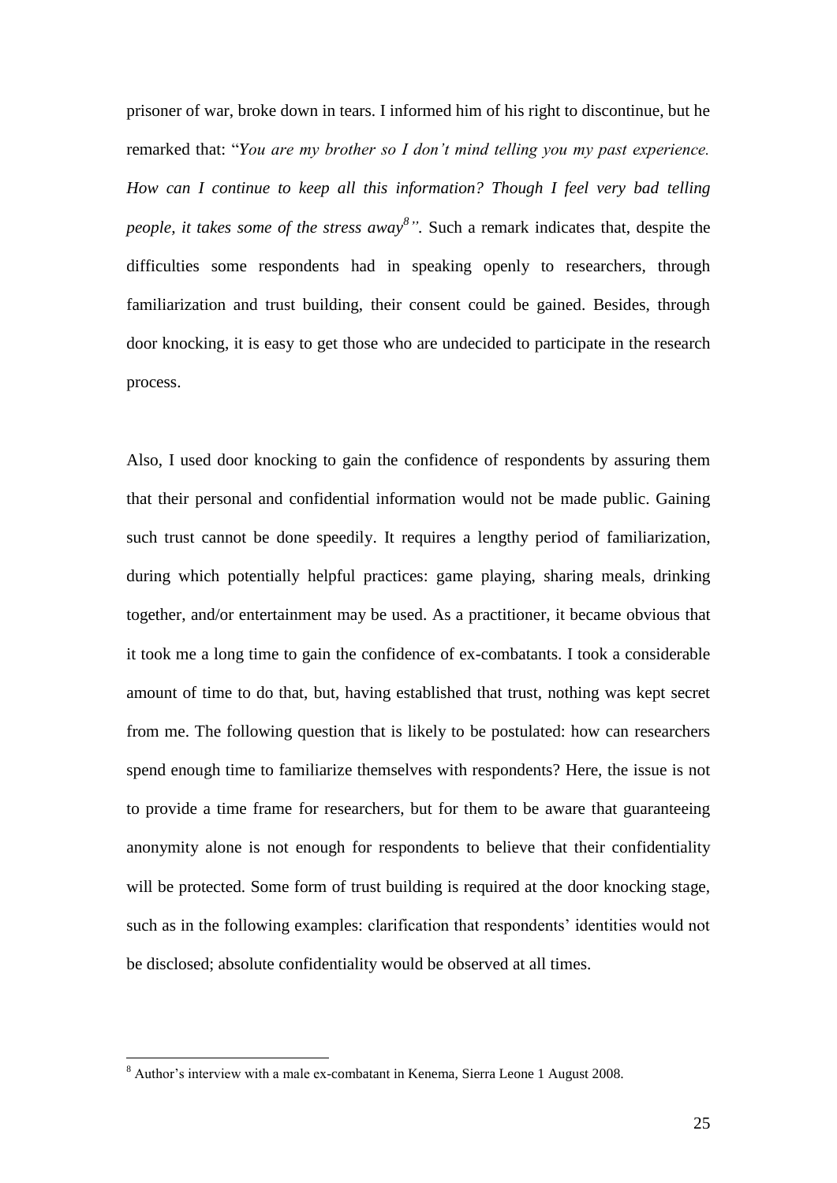prisoner of war, broke down in tears. I informed him of his right to discontinue, but he remarked that: "*You are my brother so I don't mind telling you my past experience. How can I continue to keep all this information? Though I feel very bad telling people, it takes some of the stress away*[8]*"*. Such a remark indicates that, despite the difficulties some respondents had in speaking openly to researchers, through familiarization and trust building, their consent could be gained. Besides, through door knocking, it is easy to get those who are undecided to participate in the research process.

Also, I used door knocking to gain the confidence of respondents by assuring them that their personal and confidential information would not be made public. Gaining such trust cannot be done speedily. It requires a lengthy period of familiarization, during which potentially helpful practices: game playing, sharing meals, drinking together, and/or entertainment may be used. As a practitioner, it became obvious that it took me a long time to gain the confidence of ex-combatants. I took a considerable amount of time to do that, but, having established that trust, nothing was kept secret from me. The following question that is likely to be postulated: how can researchers spend enough time to familiarize themselves with respondents? Here, the issue is not to provide a time frame for researchers, but for them to be aware that guaranteeing anonymity alone is not enough for respondents to believe that their confidentiality will be protected. Some form of trust building is required at the door knocking stage, such as in the following examples: clarification that respondents' identities would not be disclosed; absolute confidentiality would be observed at all times.

[8] Author's interview with a male ex-combatant in Kenema, Sierra Leone 1 August 2008.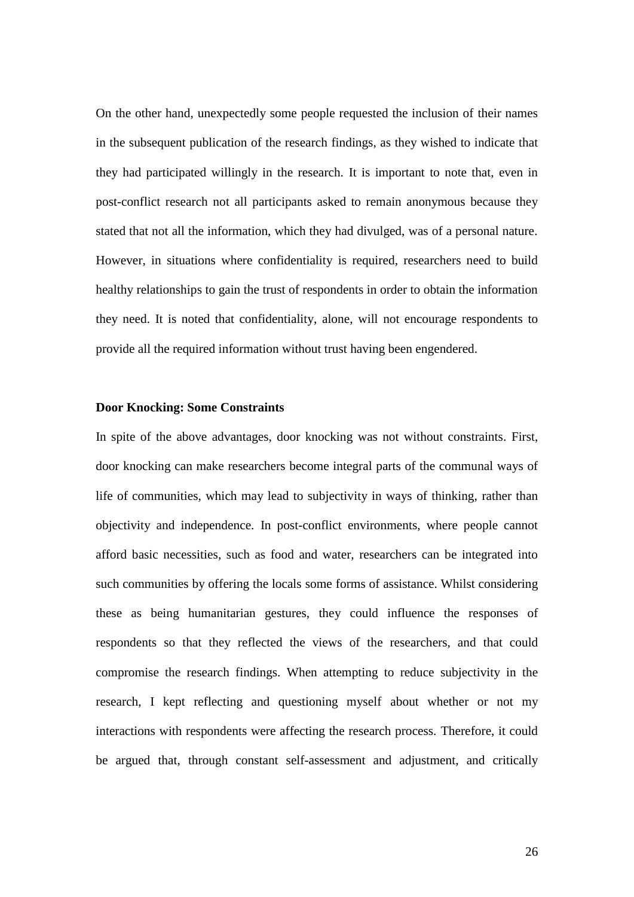On the other hand, unexpectedly some people requested the inclusion of their names in the subsequent publication of the research findings, as they wished to indicate that they had participated willingly in the research. It is important to note that, even in post-conflict research not all participants asked to remain anonymous because they stated that not all the information, which they had divulged, was of a personal nature. However, in situations where confidentiality is required, researchers need to build healthy relationships to gain the trust of respondents in order to obtain the information they need. It is noted that confidentiality, alone, will not encourage respondents to provide all the required information without trust having been engendered.

**Door Knocking: Some Constraints**

In spite of the above advantages, door knocking was not without constraints. First, door knocking can make researchers become integral parts of the communal ways of life of communities, which may lead to subjectivity in ways of thinking, rather than objectivity and independence. In post-conflict environments, where people cannot afford basic necessities, such as food and water, researchers can be integrated into such communities by offering the locals some forms of assistance. Whilst considering these as being humanitarian gestures, they could influence the responses of respondents so that they reflected the views of the researchers, and that could compromise the research findings. When attempting to reduce subjectivity in the research, I kept reflecting and questioning myself about whether or not my interactions with respondents were affecting the research process. Therefore, it could be argued that, through constant self-assessment and adjustment, and critically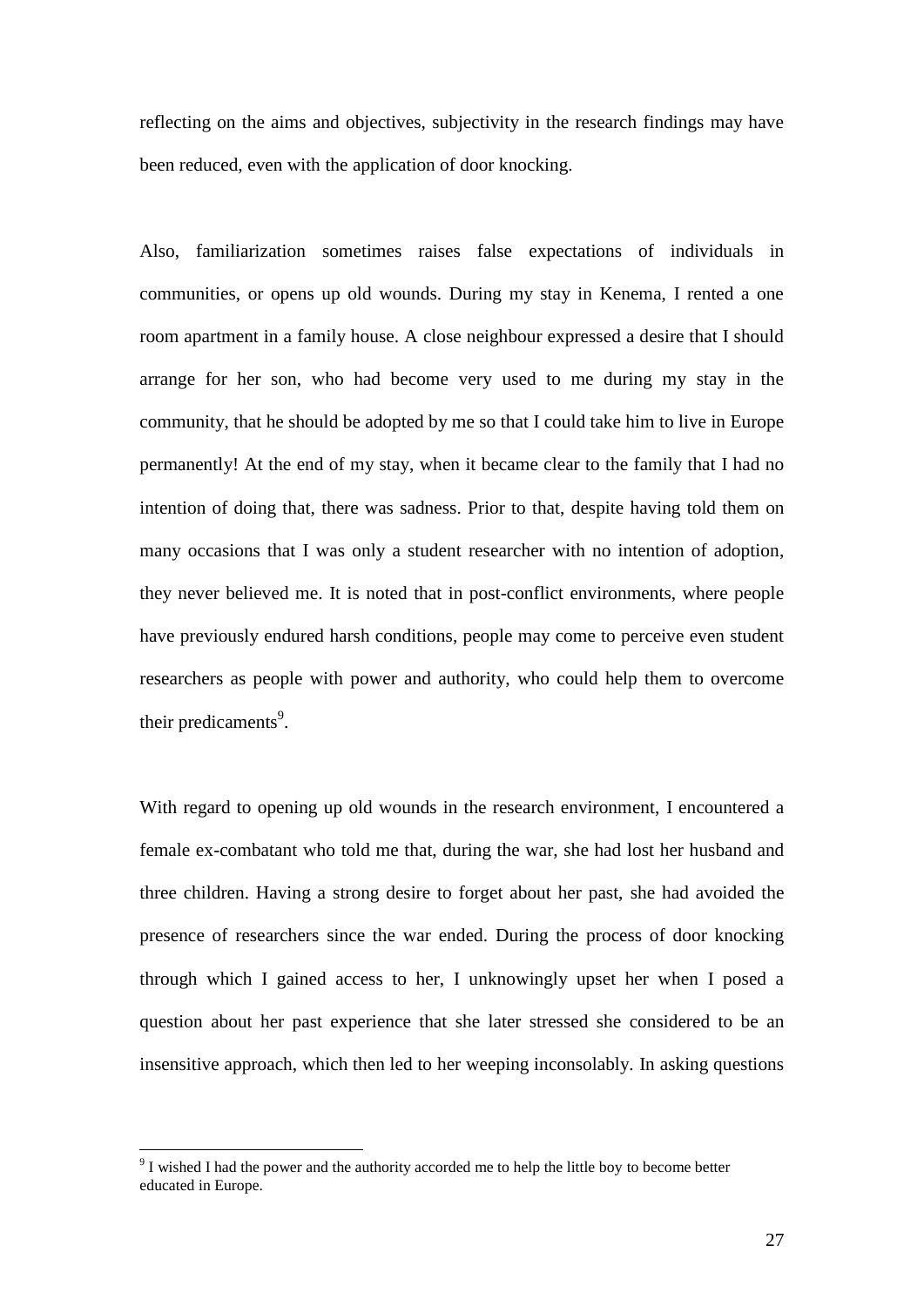reflecting on the aims and objectives, subjectivity in the research findings may have been reduced, even with the application of door knocking.

Also, familiarization sometimes raises false expectations of individuals in communities, or opens up old wounds. During my stay in Kenema, I rented a one room apartment in a family house. A close neighbour expressed a desire that I should arrange for her son, who had become very used to me during my stay in the community, that he should be adopted by me so that I could take him to live in Europe permanently! At the end of my stay, when it became clear to the family that I had no intention of doing that, there was sadness. Prior to that, despite having told them on many occasions that I was only a student researcher with no intention of adoption, they never believed me. It is noted that in post-conflict environments, where people have previously endured harsh conditions, people may come to perceive even student researchers as people with power and authority, who could help them to overcome their predicaments[9].

With regard to opening up old wounds in the research environment, I encountered a female ex-combatant who told me that, during the war, she had lost her husband and three children. Having a strong desire to forget about her past, she had avoided the presence of researchers since the war ended. During the process of door knocking through which I gained access to her, I unknowingly upset her when I posed a question about her past experience that she later stressed she considered to be an insensitive approach, which then led to her weeping inconsolably. In asking questions

[9] I wished I had the power and the authority accorded me to help the little boy to become better educated in Europe.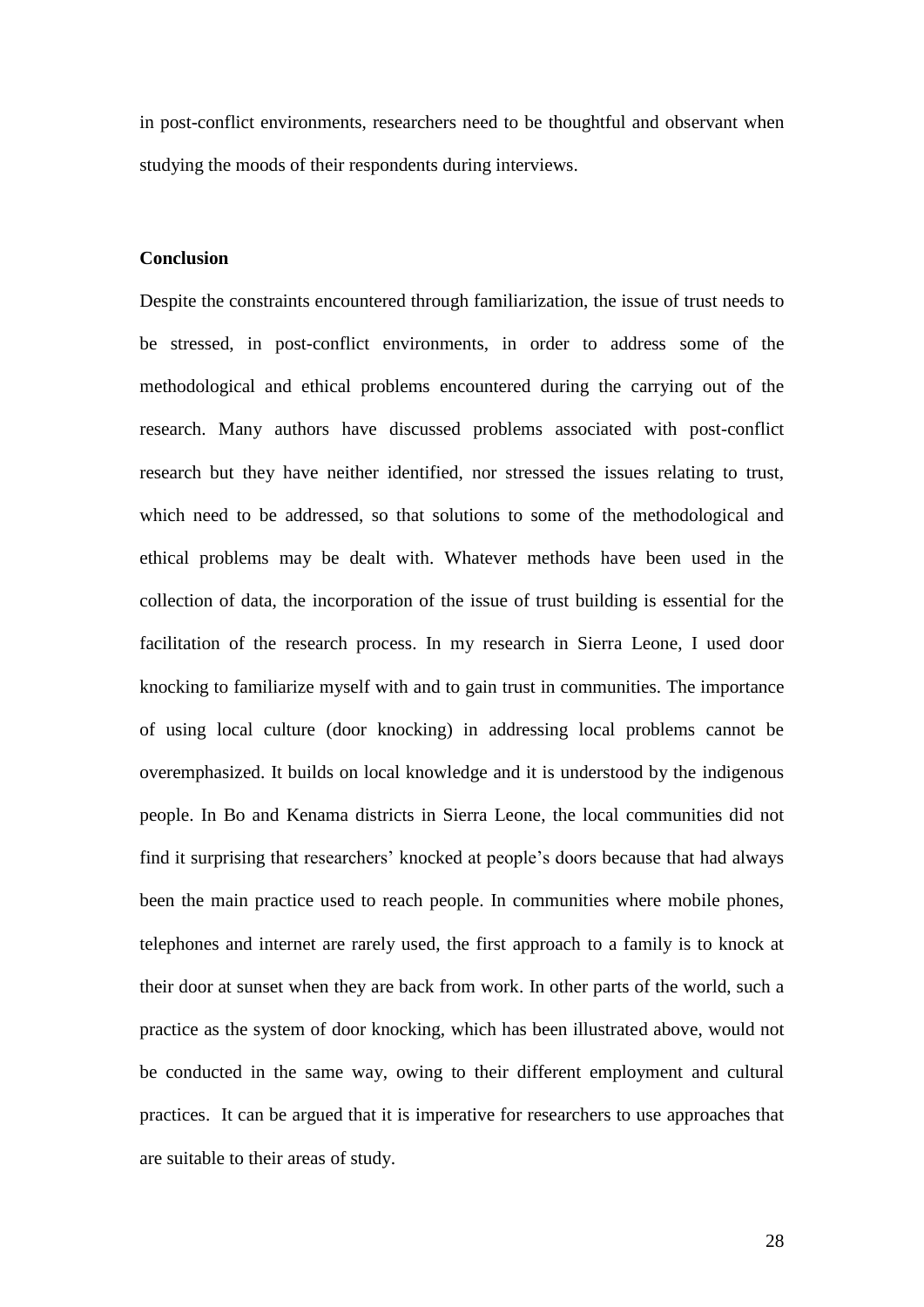in post-conflict environments, researchers need to be thoughtful and observant when studying the moods of their respondents during interviews.

**Conclusion**

Despite the constraints encountered through familiarization, the issue of trust needs to be stressed, in post-conflict environments, in order to address some of the methodological and ethical problems encountered during the carrying out of the research. Many authors have discussed problems associated with post-conflict research but they have neither identified, nor stressed the issues relating to trust, which need to be addressed, so that solutions to some of the methodological and ethical problems may be dealt with. Whatever methods have been used in the collection of data, the incorporation of the issue of trust building is essential for the facilitation of the research process. In my research in Sierra Leone, I used door knocking to familiarize myself with and to gain trust in communities. The importance of using local culture (door knocking) in addressing local problems cannot be overemphasized. It builds on local knowledge and it is understood by the indigenous people. In Bo and Kenama districts in Sierra Leone, the local communities did not find it surprising that researchers' knocked at people's doors because that had always been the main practice used to reach people. In communities where mobile phones, telephones and internet are rarely used, the first approach to a family is to knock at their door at sunset when they are back from work. In other parts of the world, such a practice as the system of door knocking, which has been illustrated above, would not be conducted in the same way, owing to their different employment and cultural practices. It can be argued that it is imperative for researchers to use approaches that are suitable to their areas of study.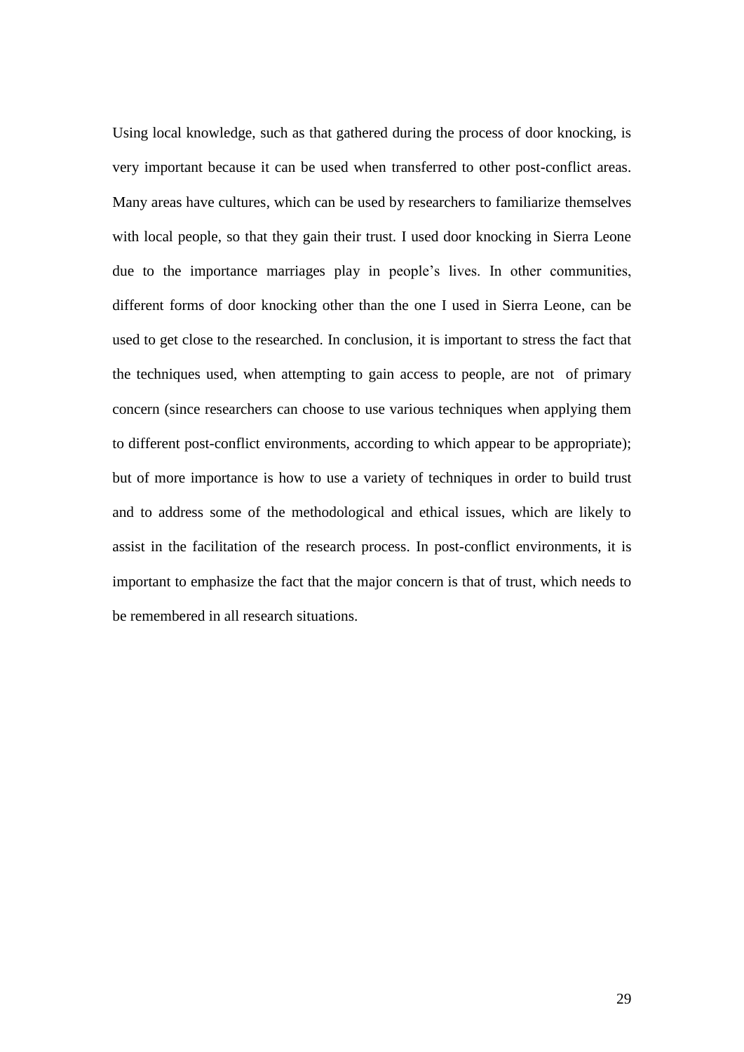Using local knowledge, such as that gathered during the process of door knocking, is very important because it can be used when transferred to other post-conflict areas. Many areas have cultures, which can be used by researchers to familiarize themselves with local people, so that they gain their trust. I used door knocking in Sierra Leone due to the importance marriages play in people's lives. In other communities, different forms of door knocking other than the one I used in Sierra Leone, can be used to get close to the researched. In conclusion, it is important to stress the fact that the techniques used, when attempting to gain access to people, are not of primary concern (since researchers can choose to use various techniques when applying them to different post-conflict environments, according to which appear to be appropriate); but of more importance is how to use a variety of techniques in order to build trust and to address some of the methodological and ethical issues, which are likely to assist in the facilitation of the research process. In post-conflict environments, it is important to emphasize the fact that the major concern is that of trust, which needs to be remembered in all research situations.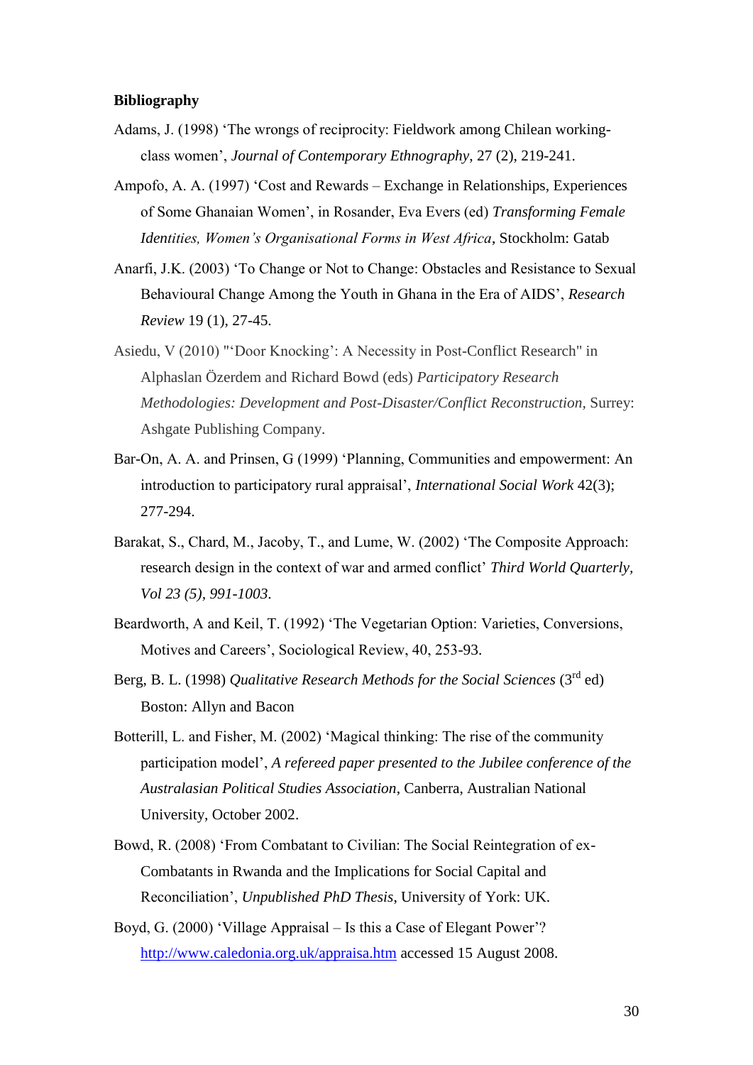**Bibliography**

Adams, J. (1998) 'The wrongs of reciprocity: Fieldwork among Chilean working-class women', *Journal of Contemporary Ethnography*, 27 (2), 219-241.

Ampofo, A. A. (1997) 'Cost and Rewards – Exchange in Relationships, Experiences of Some Ghanaian Women', in Rosander, Eva Evers (ed) *Transforming Female Identities, Women's Organisational Forms in West Africa*, Stockholm: Gatab

Anarfi, J.K. (2003) 'To Change or Not to Change: Obstacles and Resistance to Sexual Behavioural Change Among the Youth in Ghana in the Era of AIDS', *Research Review* 19 (1), 27-45.

Asiedu, V (2010) "'Door Knocking': A Necessity in Post-Conflict Research" in Alphaslan Özerdem and Richard Bowd (eds) *Participatory Research Methodologies: Development and Post-Disaster/Conflict Reconstruction*, Surrey: Ashgate Publishing Company.

Bar-On, A. A. and Prinsen, G (1999) 'Planning, Communities and empowerment: An introduction to participatory rural appraisal', *International Social Work* 42(3); 277-294.

Barakat, S., Chard, M., Jacoby, T., and Lume, W. (2002) 'The Composite Approach: research design in the context of war and armed conflict' *Third World Quarterly, Vol 23 (5), 991-1003*.

Beardworth, A and Keil, T. (1992) 'The Vegetarian Option: Varieties, Conversions, Motives and Careers', Sociological Review, 40, 253-93.

Berg, B. L. (1998) *Qualitative Research Methods for the Social Sciences* (3rd ed) Boston: Allyn and Bacon

Botterill, L. and Fisher, M. (2002) 'Magical thinking: The rise of the community participation model', *A refereed paper presented to the Jubilee conference of the Australasian Political Studies Association*, Canberra, Australian National University, October 2002.

Bowd, R. (2008) 'From Combatant to Civilian: The Social Reintegration of ex-Combatants in Rwanda and the Implications for Social Capital and Reconciliation', *Unpublished PhD Thesis*, University of York: UK.

Boyd, G. (2000) 'Village Appraisal – Is this a Case of Elegant Power'? http://www.caledonia.org.uk/appraisa.htm accessed 15 August 2008.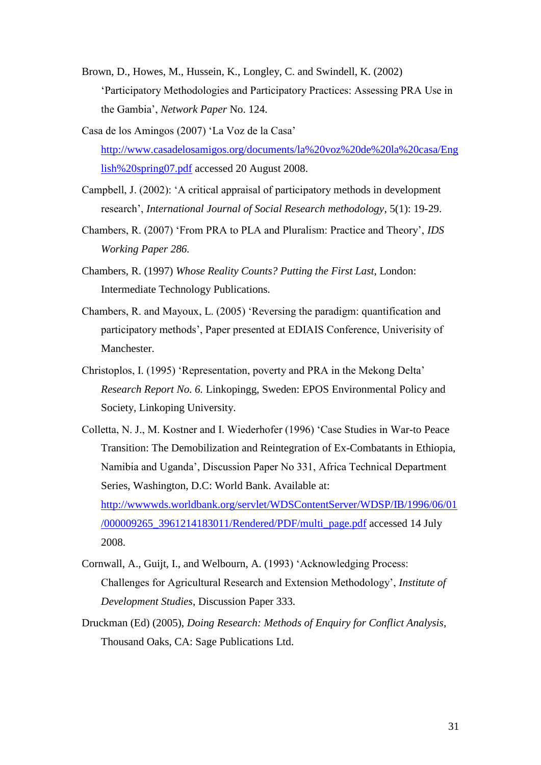Brown, D., Howes, M., Hussein, K., Longley, C. and Swindell, K. (2002) 'Participatory Methodologies and Participatory Practices: Assessing PRA Use in the Gambia', *Network Paper* No. 124.

Casa de los Amingos (2007) 'La Voz de la Casa' http://www.casadelosamigos.org/documents/la%20voz%20de%20la%20casa/English%20spring07.pdf accessed 20 August 2008.

Campbell, J. (2002): 'A critical appraisal of participatory methods in development research', *International Journal of Social Research methodology*, 5(1): 19-29.

Chambers, R. (2007) 'From PRA to PLA and Pluralism: Practice and Theory', *IDS Working Paper 286.*

Chambers, R. (1997) *Whose Reality Counts? Putting the First Last*, London: Intermediate Technology Publications.

Chambers, R. and Mayoux, L. (2005) 'Reversing the paradigm: quantification and participatory methods', Paper presented at EDIAIS Conference, Univerisity of Manchester.

Christoplos, I. (1995) 'Representation, poverty and PRA in the Mekong Delta' *Research Report No. 6.* Linkopingg, Sweden: EPOS Environmental Policy and Society, Linkoping University.

Colletta, N. J., M. Kostner and I. Wiederhofer (1996) 'Case Studies in War-to Peace Transition: The Demobilization and Reintegration of Ex-Combatants in Ethiopia, Namibia and Uganda', Discussion Paper No 331, Africa Technical Department Series, Washington, D.C: World Bank. Available at: http://wwwwds.worldbank.org/servlet/WDSContentServer/WDSP/IB/1996/06/01/000009265_3961214183011/Rendered/PDF/multi_page.pdf accessed 14 July 2008.

Cornwall, A., Guijt, I., and Welbourn, A. (1993) 'Acknowledging Process: Challenges for Agricultural Research and Extension Methodology', *Institute of Development Studies*, Discussion Paper 333.

Druckman (Ed) (2005), *Doing Research: Methods of Enquiry for Conflict Analysis*, Thousand Oaks, CA: Sage Publications Ltd.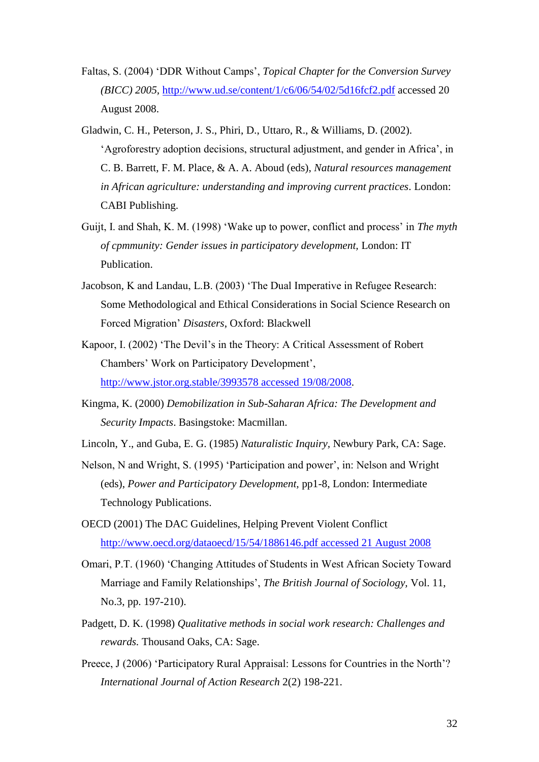Faltas, S. (2004) ‘DDR Without Camps’, *Topical Chapter for the Conversion Survey (BICC) 2005*, http://www.ud.se/content/1/c6/06/54/02/5d16fcf2.pdf accessed 20 August 2008.

Gladwin, C. H., Peterson, J. S., Phiri, D., Uttaro, R., & Williams, D. (2002). ‘Agroforestry adoption decisions, structural adjustment, and gender in Africa’, in C. B. Barrett, F. M. Place, & A. A. Aboud (eds), *Natural resources management in African agriculture: understanding and improving current practices*. London: CABI Publishing.

Guijt, I. and Shah, K. M. (1998) ‘Wake up to power, conflict and process’ in *The myth of cpmmunity: Gender issues in participatory development,* London: IT Publication.

Jacobson, K and Landau, L.B. (2003) ‘The Dual Imperative in Refugee Research: Some Methodological and Ethical Considerations in Social Science Research on Forced Migration’ *Disasters*, Oxford: Blackwell

Kapoor, I. (2002) ‘The Devil’s in the Theory: A Critical Assessment of Robert Chambers’ Work on Participatory Development’, http://www.jstor.org.stable/3993578 accessed 19/08/2008.

Kingma, K. (2000) *Demobilization in Sub-Saharan Africa: The Development and Security Impacts*. Basingstoke: Macmillan.

Lincoln, Y., and Guba, E. G. (1985) *Naturalistic Inquiry,* Newbury Park, CA: Sage.

Nelson, N and Wright, S. (1995) ‘Participation and power’, in: Nelson and Wright (eds), *Power and Participatory Development,* pp1-8, London: Intermediate Technology Publications.

OECD (2001) The DAC Guidelines, Helping Prevent Violent Conflict http://www.oecd.org/dataoecd/15/54/1886146.pdf accessed 21 August 2008

Omari, P.T. (1960) ‘Changing Attitudes of Students in West African Society Toward Marriage and Family Relationships’, *The British Journal of Sociology,* Vol. 11, No.3, pp. 197-210).

Padgett, D. K. (1998) *Qualitative methods in social work research: Challenges and rewards.* Thousand Oaks, CA: Sage.

Preece, J (2006) ‘Participatory Rural Appraisal: Lessons for Countries in the North’? *International Journal of Action Research* 2(2) 198-221.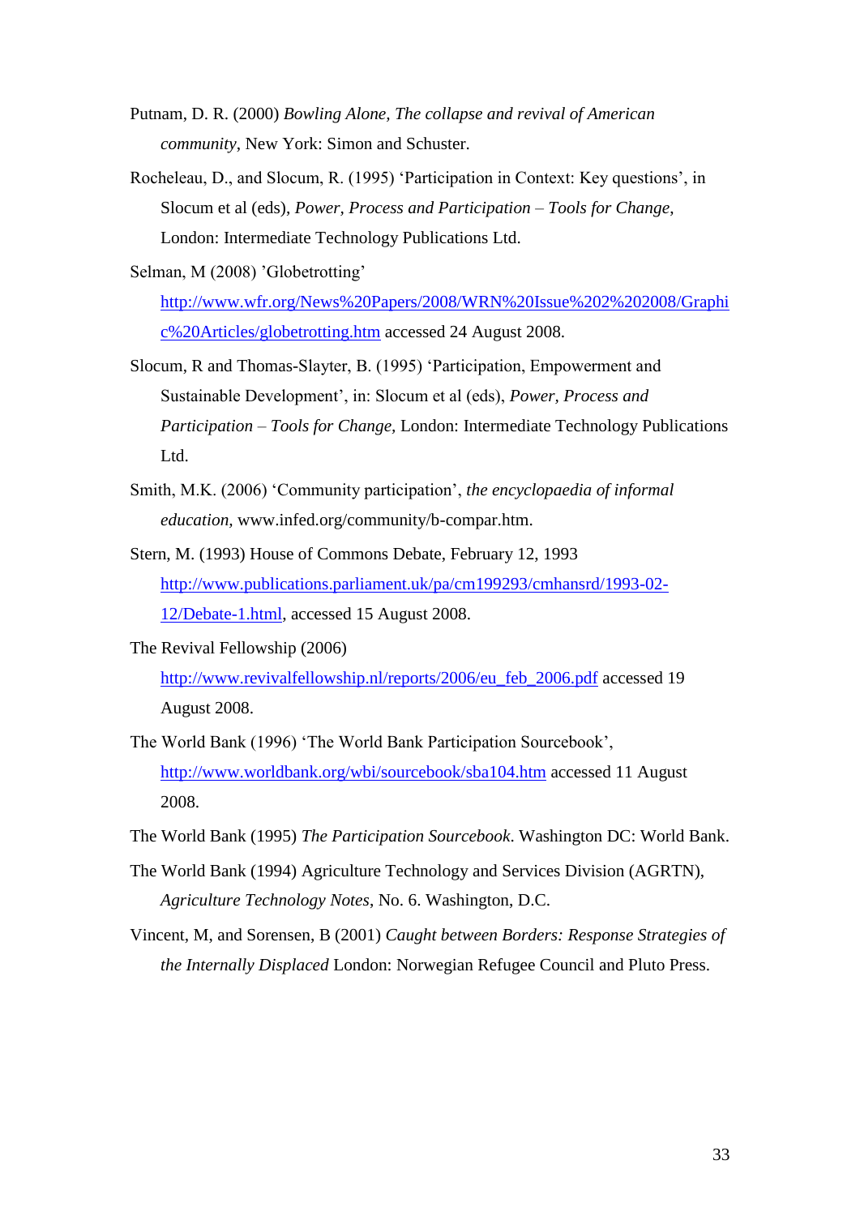Putnam, D. R. (2000) *Bowling Alone, The collapse and revival of American community*, New York: Simon and Schuster.

Rocheleau, D., and Slocum, R. (1995) 'Participation in Context: Key questions', in Slocum et al (eds), *Power, Process and Participation – Tools for Change*, London: Intermediate Technology Publications Ltd.

Selman, M (2008) 'Globetrotting' http://www.wfr.org/News%20Papers/2008/WRN%20Issue%202%202008/Graphic%20Articles/globetrotting.htm accessed 24 August 2008.

Slocum, R and Thomas-Slayter, B. (1995) 'Participation, Empowerment and Sustainable Development', in: Slocum et al (eds), *Power, Process and Participation – Tools for Change,* London: Intermediate Technology Publications Ltd.

Smith, M.K. (2006) 'Community participation', *the encyclopaedia of informal education,* www.infed.org/community/b-compar.htm.

Stern, M. (1993) House of Commons Debate, February 12, 1993 http://www.publications.parliament.uk/pa/cm199293/cmhansrd/1993-02-12/Debate-1.html, accessed 15 August 2008.

The Revival Fellowship (2006) http://www.revivalfellowship.nl/reports/2006/eu_feb_2006.pdf accessed 19 August 2008.

The World Bank (1996) 'The World Bank Participation Sourcebook', http://www.worldbank.org/wbi/sourcebook/sba104.htm accessed 11 August 2008.

The World Bank (1995) *The Participation Sourcebook.* Washington DC: World Bank.

The World Bank (1994) Agriculture Technology and Services Division (AGRTN), *Agriculture Technology Notes*, No. 6. Washington, D.C.

Vincent, M, and Sorensen, B (2001) *Caught between Borders: Response Strategies of the Internally Displaced* London: Norwegian Refugee Council and Pluto Press.